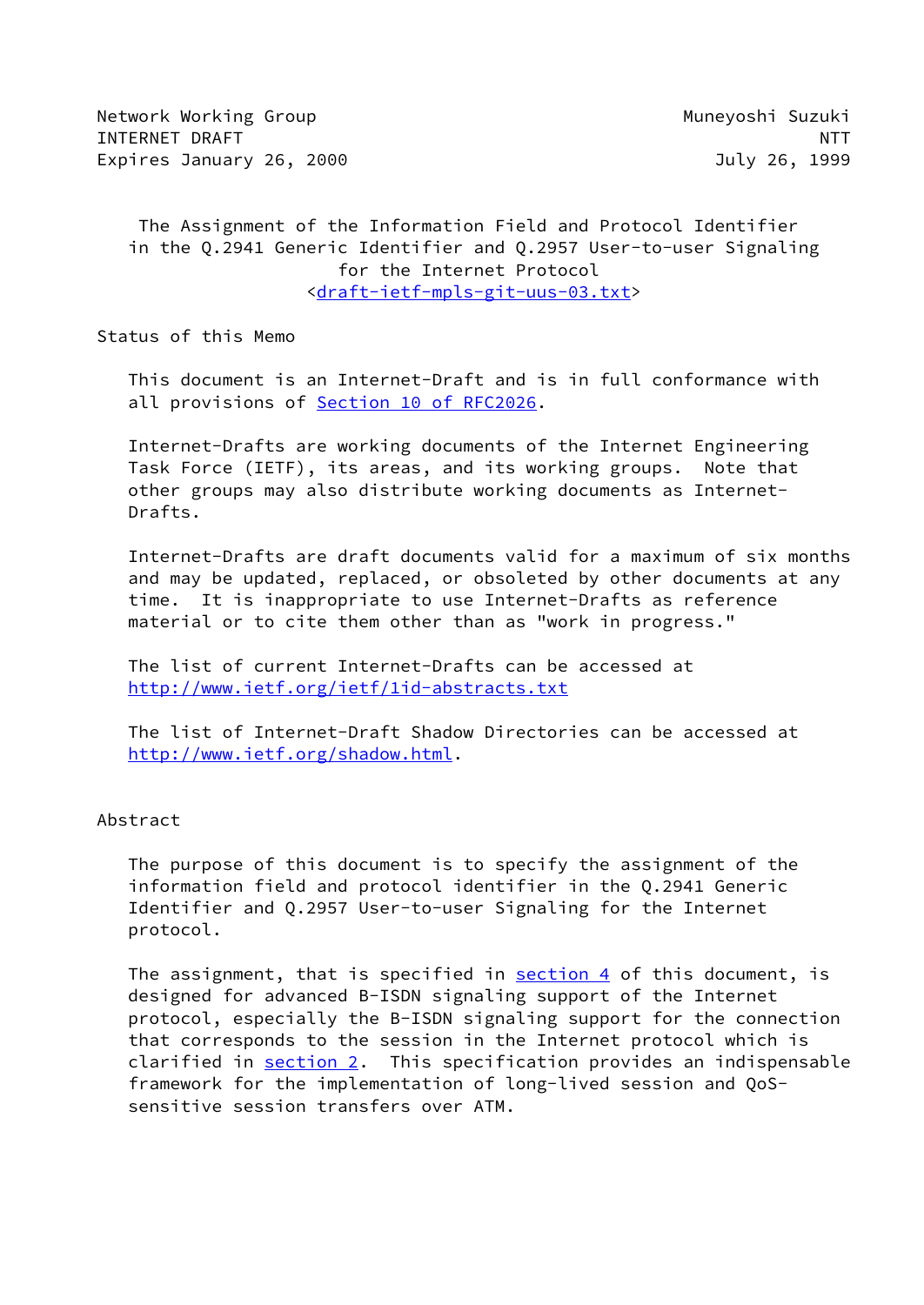Network Working Group                                    Muneyoshi Suzuki
INTERNET DRAFT                                                        NTT
Expires January 26, 2000                                    July 26, 1999

# The Assignment of the Information Field and Protocol Identifier in the Q.2941 Generic Identifier and Q.2957 User-to-user Signaling for the Internet Protocol

<draft-ietf-mpls-git-uus-03.txt>

## Status of this Memo

This document is an Internet-Draft and is in full conformance with all provisions of Section 10 of RFC2026.

Internet-Drafts are working documents of the Internet Engineering Task Force (IETF), its areas, and its working groups. Note that other groups may also distribute working documents as Internet-Drafts.

Internet-Drafts are draft documents valid for a maximum of six months and may be updated, replaced, or obsoleted by other documents at any time. It is inappropriate to use Internet-Drafts as reference material or to cite them other than as "work in progress."

The list of current Internet-Drafts can be accessed at http://www.ietf.org/ietf/1id-abstracts.txt

The list of Internet-Draft Shadow Directories can be accessed at http://www.ietf.org/shadow.html.

## Abstract

The purpose of this document is to specify the assignment of the information field and protocol identifier in the Q.2941 Generic Identifier and Q.2957 User-to-user Signaling for the Internet protocol.

The assignment, that is specified in section 4 of this document, is designed for advanced B-ISDN signaling support of the Internet protocol, especially the B-ISDN signaling support for the connection that corresponds to the session in the Internet protocol which is clarified in section 2. This specification provides an indispensable framework for the implementation of long-lived session and QoS-sensitive session transfers over ATM.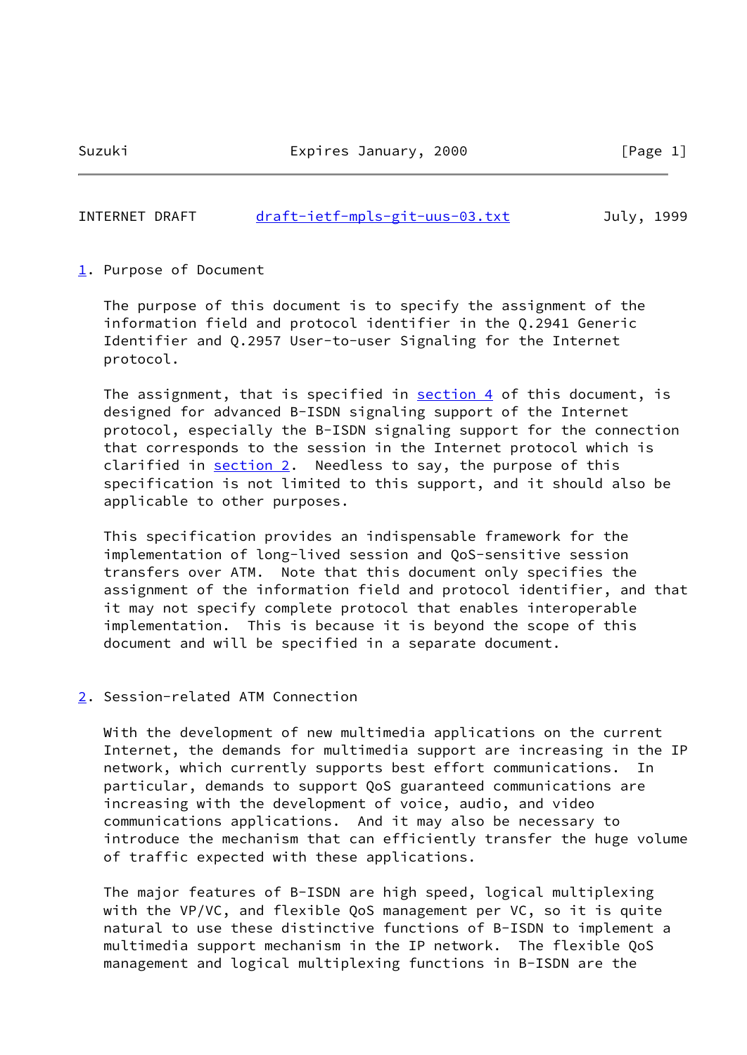## 1. Purpose of Document

The purpose of this document is to specify the assignment of the information field and protocol identifier in the Q.2941 Generic Identifier and Q.2957 User-to-user Signaling for the Internet protocol.

The assignment, that is specified in section 4 of this document, is designed for advanced B-ISDN signaling support of the Internet protocol, especially the B-ISDN signaling support for the connection that corresponds to the session in the Internet protocol which is clarified in section 2. Needless to say, the purpose of this specification is not limited to this support, and it should also be applicable to other purposes.

This specification provides an indispensable framework for the implementation of long-lived session and QoS-sensitive session transfers over ATM. Note that this document only specifies the assignment of the information field and protocol identifier, and that it may not specify complete protocol that enables interoperable implementation. This is because it is beyond the scope of this document and will be specified in a separate document.

## 2. Session-related ATM Connection

With the development of new multimedia applications on the current Internet, the demands for multimedia support are increasing in the IP network, which currently supports best effort communications. In particular, demands to support QoS guaranteed communications are increasing with the development of voice, audio, and video communications applications. And it may also be necessary to introduce the mechanism that can efficiently transfer the huge volume of traffic expected with these applications.

The major features of B-ISDN are high speed, logical multiplexing with the VP/VC, and flexible QoS management per VC, so it is quite natural to use these distinctive functions of B-ISDN to implement a multimedia support mechanism in the IP network. The flexible QoS management and logical multiplexing functions in B-ISDN are the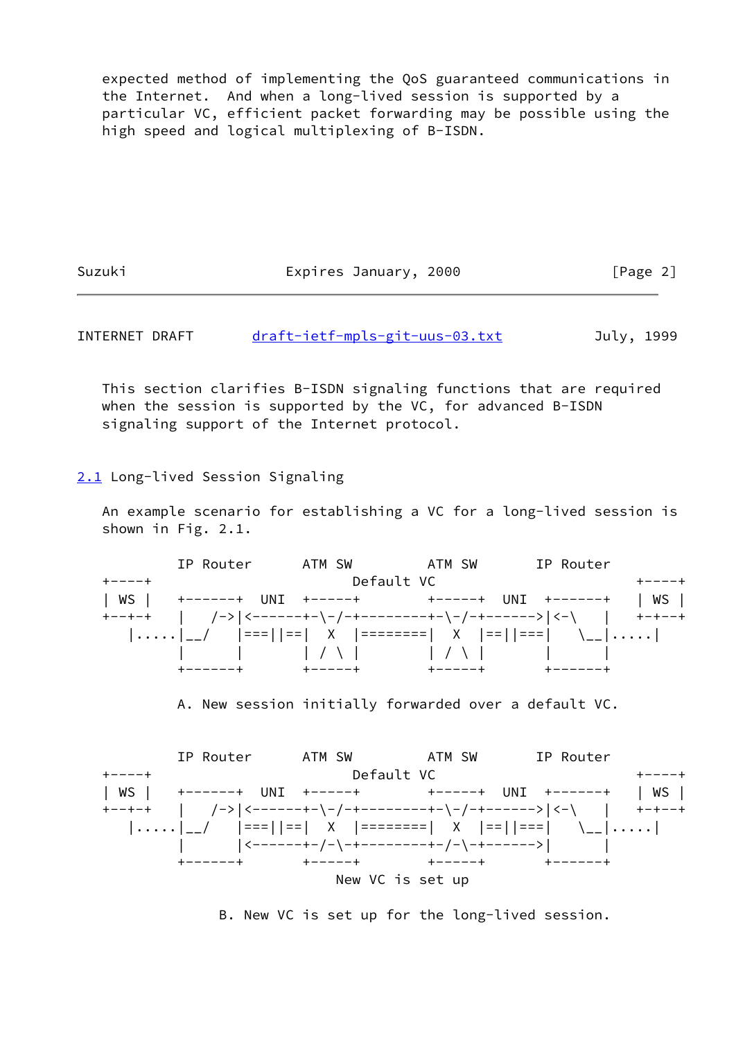expected method of implementing the QoS guaranteed communications in the Internet. And when a long-lived session is supported by a particular VC, efficient packet forwarding may be possible using the high speed and logical multiplexing of B-ISDN.

This section clarifies B-ISDN signaling functions that are required when the session is supported by the VC, for advanced B-ISDN signaling support of the Internet protocol.

## 2.1 Long-lived Session Signaling

An example scenario for establishing a VC for a long-lived session is shown in Fig. 2.1.

```
         IP Router      ATM SW         ATM SW       IP Router
+-----+                        Default VC                        +-----+
| WS |  +-------+  UNI  +------+        +------+  UNI  +-------+  | WS |
+--+-+  |   /->|<------+-\-/-+---------+-\-/-+------>|<-\   |  +-+--+
   |.....|__/   |===||==|  X  |========|  X  |==||===|  \__|.....|
         |       |       | / \ |        | / \ |       |      |
         +-------+       +------+        +------+       +-------+

         A. New session initially forwarded over a default VC.


         IP Router      ATM SW         ATM SW       IP Router
+-----+                        Default VC                        +-----+
| WS |  +-------+  UNI  +------+        +------+  UNI  +-------+  | WS |
+--+-+  |   /->|<------+-\-/-+---------+-\-/-+------>|<-\   |  +-+--+
   |.....|__/   |===||==|  X  |========|  X  |==||===|  \__|.....|
         |       |<------+-/-\-+---------+-/-\-+------>|      |
         +-------+       +------+        +------+       +-------+
                                New VC is set up

              B. New VC is set up for the long-lived session.
```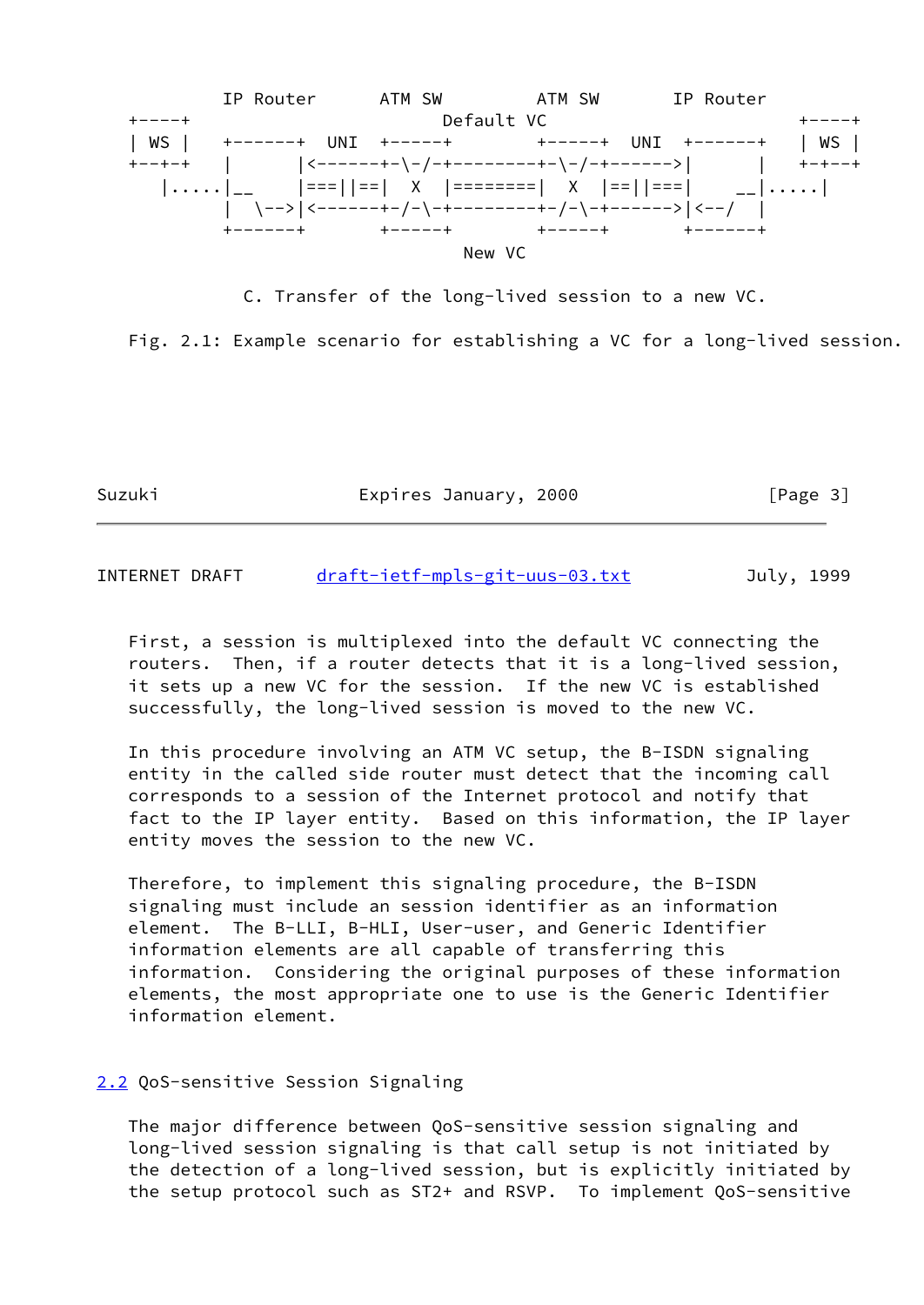```
          IP Router      ATM SW         ATM SW       IP Router
   +----+                      Default VC                          +----+
   | WS |    +-------+  UNI  +------+        +------+  UNI  +-------+    | WS |
   +--+-+    |       |<------+-\-/-+---------+-\-/-+------>|       |    +-+--+
      |.....|__     |===||==|  X  |========|  X  |==||===|     __|.....|
             |  \-->|<------+-/-\-+---------+-/-\-+------>|<--/  |
             +-------+       +------+        +------+       +-------+
                                   New VC

          C. Transfer of the long-lived session to a new VC.

   Fig. 2.1: Example scenario for establishing a VC for a long-lived session.
```

First, a session is multiplexed into the default VC connecting the routers. Then, if a router detects that it is a long-lived session, it sets up a new VC for the session. If the new VC is established successfully, the long-lived session is moved to the new VC.

In this procedure involving an ATM VC setup, the B-ISDN signaling entity in the called side router must detect that the incoming call corresponds to a session of the Internet protocol and notify that fact to the IP layer entity. Based on this information, the IP layer entity moves the session to the new VC.

Therefore, to implement this signaling procedure, the B-ISDN signaling must include an session identifier as an information element. The B-LLI, B-HLI, User-user, and Generic Identifier information elements are all capable of transferring this information. Considering the original purposes of these information elements, the most appropriate one to use is the Generic Identifier information element.

## 2.2 QoS-sensitive Session Signaling

The major difference between QoS-sensitive session signaling and long-lived session signaling is that call setup is not initiated by the detection of a long-lived session, but is explicitly initiated by the setup protocol such as ST2+ and RSVP. To implement QoS-sensitive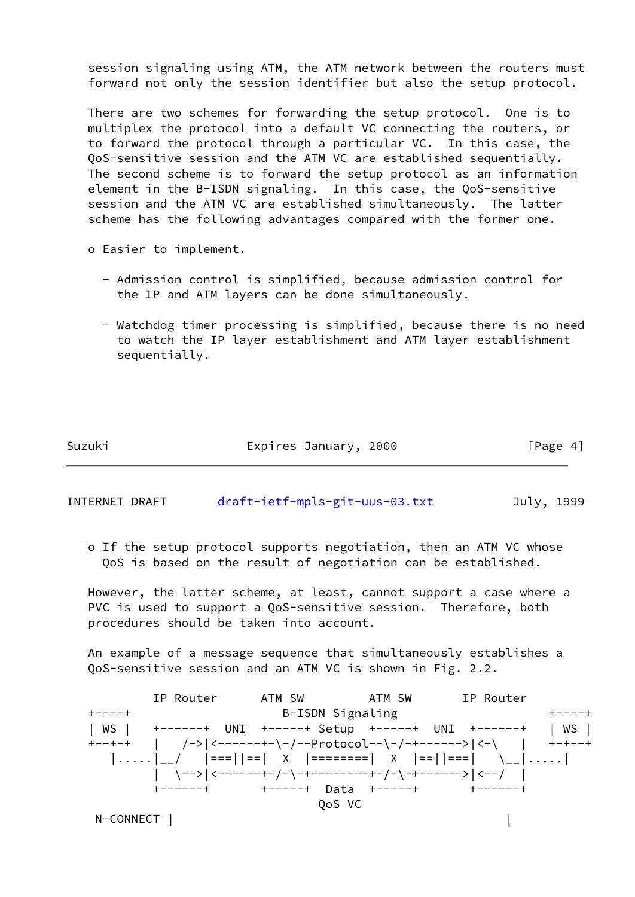session signaling using ATM, the ATM network between the routers must forward not only the session identifier but also the setup protocol.

There are two schemes for forwarding the setup protocol. One is to multiplex the protocol into a default VC connecting the routers, or to forward the protocol through a particular VC. In this case, the QoS-sensitive session and the ATM VC are established sequentially. The second scheme is to forward the setup protocol as an information element in the B-ISDN signaling. In this case, the QoS-sensitive session and the ATM VC are established simultaneously. The latter scheme has the following advantages compared with the former one.

- Easier to implement.

  - Admission control is simplified, because admission control for the IP and ATM layers can be done simultaneously.

  - Watchdog timer processing is simplified, because there is no need to watch the IP layer establishment and ATM layer establishment sequentially.

- If the setup protocol supports negotiation, then an ATM VC whose QoS is based on the result of negotiation can be established.

However, the latter scheme, at least, cannot support a case where a PVC is used to support a QoS-sensitive session. Therefore, both procedures should be taken into account.

An example of a message sequence that simultaneously establishes a QoS-sensitive session and an ATM VC is shown in Fig. 2.2.

```
         IP Router      ATM SW        ATM SW       IP Router
+----+                    B-ISDN Signaling                     +----+
| WS |    +-------+  UNI  +------+ Setup  +------+  UNI  +-------+    | WS |
+--+-+    |   /->|<------+-\-/--Protocol--\-/-+------>|<-\    |    +-+--+
   |.....|__/   |===||==|  X  |========|  X  |==||===|   \__|.....|
          |  \-->|<------+-/-\-+--------+-/-\-+------>|<--/  |
          +-------+       +------+  Data  +------+       +-------+
                                  QoS VC
 N-CONNECT |                                              |
```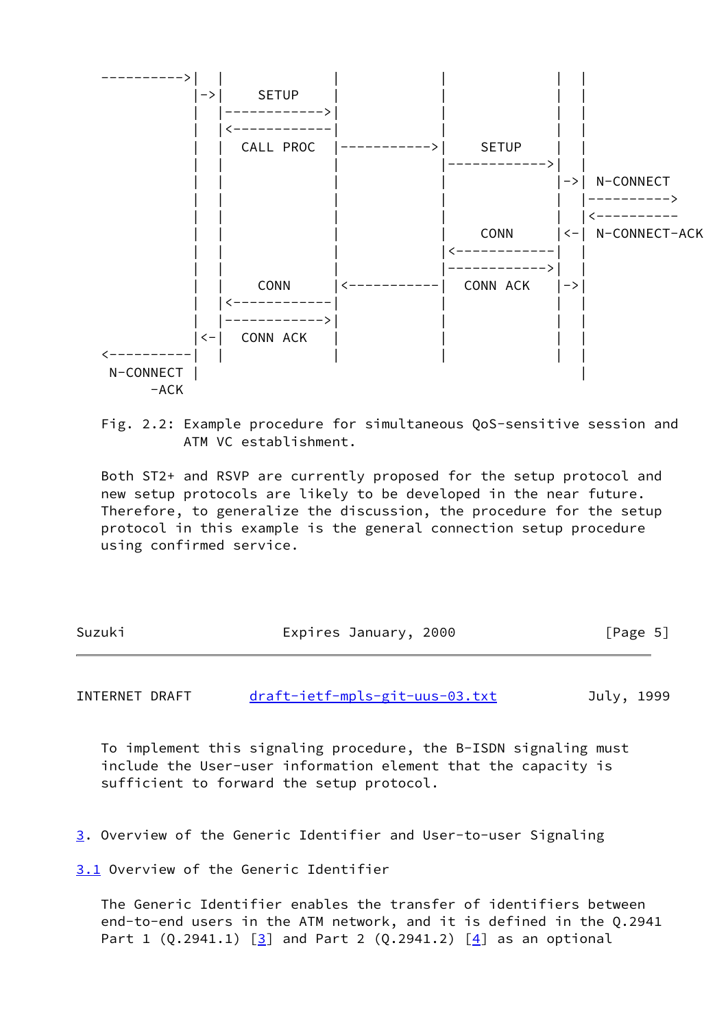```
 ---------->|  |                |              |             |  |
            |->|     SETUP      |              |             |  |
            |  |------------>|              |             |  |
            |  |<------------|              |             |  |
            |  |   CALL PROC  |----------->|    SETUP    |  |
            |  |                |              |------------>|  |
            |  |                |              |             |->| N-CONNECT
            |  |                |              |             |  |---------->
            |  |                |              |             |  |<----------
            |  |                |              |    CONN     |<-| N-CONNECT-ACK
            |  |                |              |<------------|  |
            |  |                |              |------------>|  |
            |  |     CONN       |<-----------|   CONN ACK  |->|
            |  |<------------|              |             |  |
            |  |------------>|              |             |  |
            |<-|   CONN ACK   |              |             |  |
 <----------|  |                |              |             |  |
  N-CONNECT |                                                   |
       -ACK
```

Fig. 2.2: Example procedure for simultaneous QoS-sensitive session and ATM VC establishment.

Both ST2+ and RSVP are currently proposed for the setup protocol and new setup protocols are likely to be developed in the near future. Therefore, to generalize the discussion, the procedure for the setup protocol in this example is the general connection setup procedure using confirmed service.

To implement this signaling procedure, the B-ISDN signaling must include the User-user information element that the capacity is sufficient to forward the setup protocol.

## 3. Overview of the Generic Identifier and User-to-user Signaling

### 3.1 Overview of the Generic Identifier

The Generic Identifier enables the transfer of identifiers between end-to-end users in the ATM network, and it is defined in the Q.2941 Part 1 (Q.2941.1) [3] and Part 2 (Q.2941.2) [4] as an optional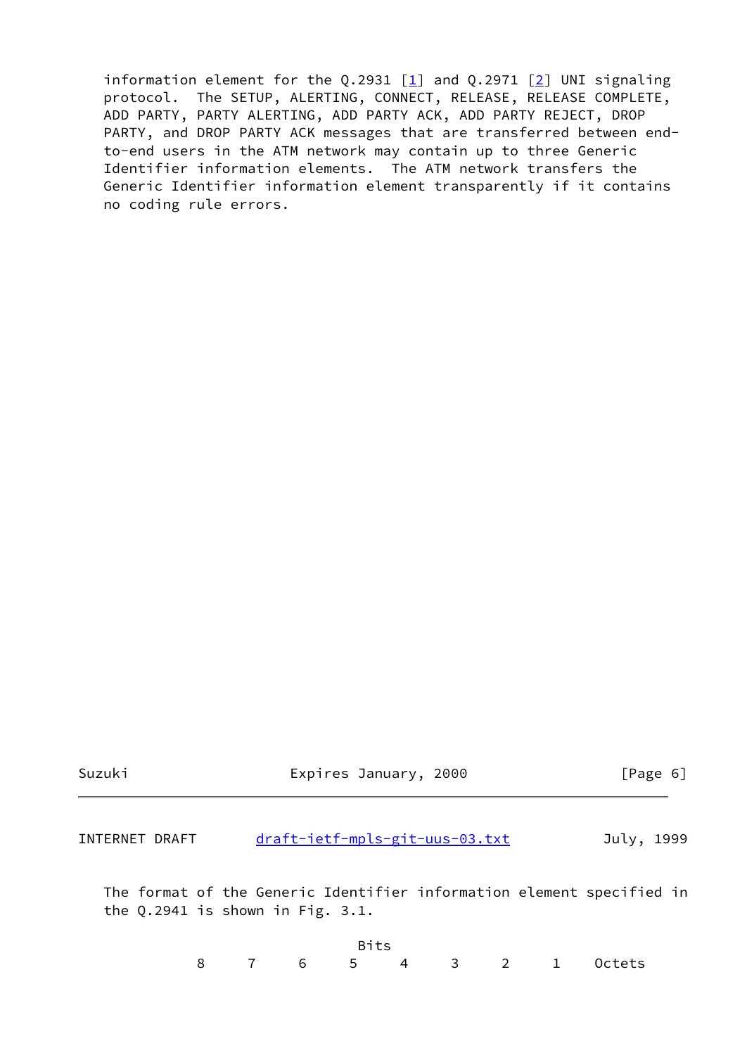information element for the Q.2931 [1] and Q.2971 [2] UNI signaling protocol. The SETUP, ALERTING, CONNECT, RELEASE, RELEASE COMPLETE, ADD PARTY, PARTY ALERTING, ADD PARTY ACK, ADD PARTY REJECT, DROP PARTY, and DROP PARTY ACK messages that are transferred between end-to-end users in the ATM network may contain up to three Generic Identifier information elements. The ATM network transfers the Generic Identifier information element transparently if it contains no coding rule errors.

The format of the Generic Identifier information element specified in the Q.2941 is shown in Fig. 3.1.

```
                          Bits
            8     7     6     5     4     3     2     1     Octets
```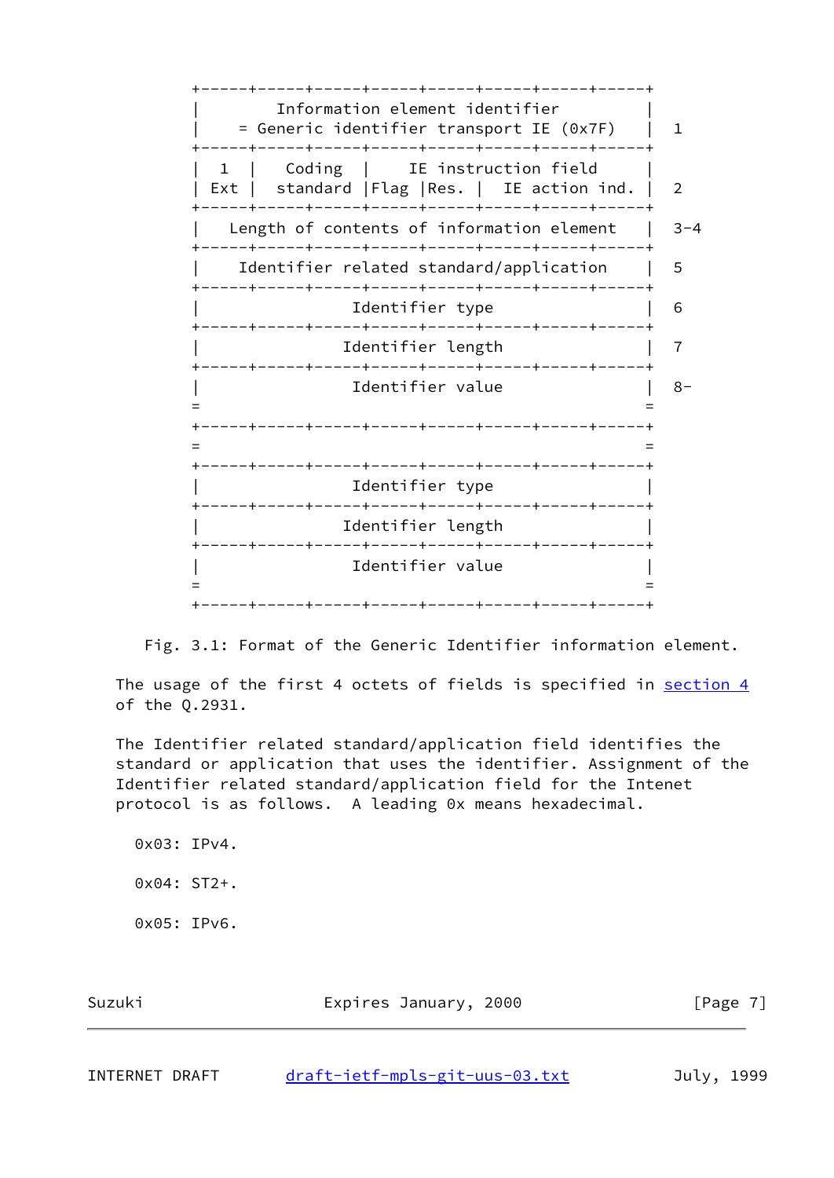```
+-----+-----+-----+-----+-----+-----+-----+-----+
|        Information element identifier         |
|    = Generic identifier transport IE (0x7F)   |  1
+-----+-----+-----+-----+-----+-----+-----+-----+
|  1  |   Coding  |     IE instruction field    |
| Ext |  standard |Flag |Res. |  IE action ind. |  2
+-----+-----+-----+-----+-----+-----+-----+-----+
|   Length of contents of information element   |  3-4
+-----+-----+-----+-----+-----+-----+-----+-----+
|    Identifier related standard/application    |  5
+-----+-----+-----+-----+-----+-----+-----+-----+
|                Identifier type                |  6
+-----+-----+-----+-----+-----+-----+-----+-----+
|               Identifier length               |  7
+-----+-----+-----+-----+-----+-----+-----+-----+
|                Identifier value               |  8-
=                                               =
+-----+-----+-----+-----+-----+-----+-----+-----+
=                                               =
+-----+-----+-----+-----+-----+-----+-----+-----+
|                Identifier type                |
+-----+-----+-----+-----+-----+-----+-----+-----+
|               Identifier length               |
+-----+-----+-----+-----+-----+-----+-----+-----+
|                Identifier value               |
=                                               =
+-----+-----+-----+-----+-----+-----+-----+-----+
```

Fig. 3.1: Format of the Generic Identifier information element.

The usage of the first 4 octets of fields is specified in section 4 of the Q.2931.

The Identifier related standard/application field identifies the standard or application that uses the identifier. Assignment of the Identifier related standard/application field for the Intenet protocol is as follows. A leading 0x means hexadecimal.

0x03: IPv4.

0x04: ST2+.

0x05: IPv6.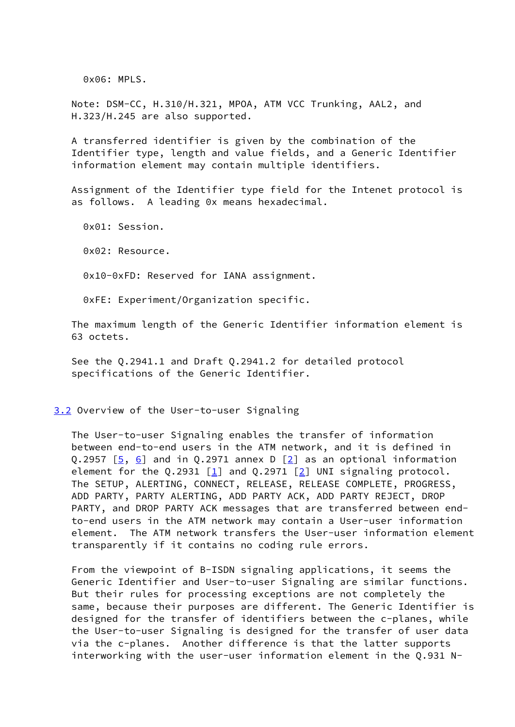0x06: MPLS.

Note: DSM-CC, H.310/H.321, MPOA, ATM VCC Trunking, AAL2, and H.323/H.245 are also supported.

A transferred identifier is given by the combination of the Identifier type, length and value fields, and a Generic Identifier information element may contain multiple identifiers.

Assignment of the Identifier type field for the Intenet protocol is as follows. A leading 0x means hexadecimal.

0x01: Session.

0x02: Resource.

0x10-0xFD: Reserved for IANA assignment.

0xFE: Experiment/Organization specific.

The maximum length of the Generic Identifier information element is 63 octets.

See the Q.2941.1 and Draft Q.2941.2 for detailed protocol specifications of the Generic Identifier.

## 3.2 Overview of the User-to-user Signaling

The User-to-user Signaling enables the transfer of information between end-to-end users in the ATM network, and it is defined in Q.2957 [5, 6] and in Q.2971 annex D [2] as an optional information element for the Q.2931 [1] and Q.2971 [2] UNI signaling protocol. The SETUP, ALERTING, CONNECT, RELEASE, RELEASE COMPLETE, PROGRESS, ADD PARTY, PARTY ALERTING, ADD PARTY ACK, ADD PARTY REJECT, DROP PARTY, and DROP PARTY ACK messages that are transferred between end-to-end users in the ATM network may contain a User-user information element. The ATM network transfers the User-user information element transparently if it contains no coding rule errors.

From the viewpoint of B-ISDN signaling applications, it seems the Generic Identifier and User-to-user Signaling are similar functions. But their rules for processing exceptions are not completely the same, because their purposes are different. The Generic Identifier is designed for the transfer of identifiers between the c-planes, while the User-to-user Signaling is designed for the transfer of user data via the c-planes. Another difference is that the latter supports interworking with the user-user information element in the Q.931 N-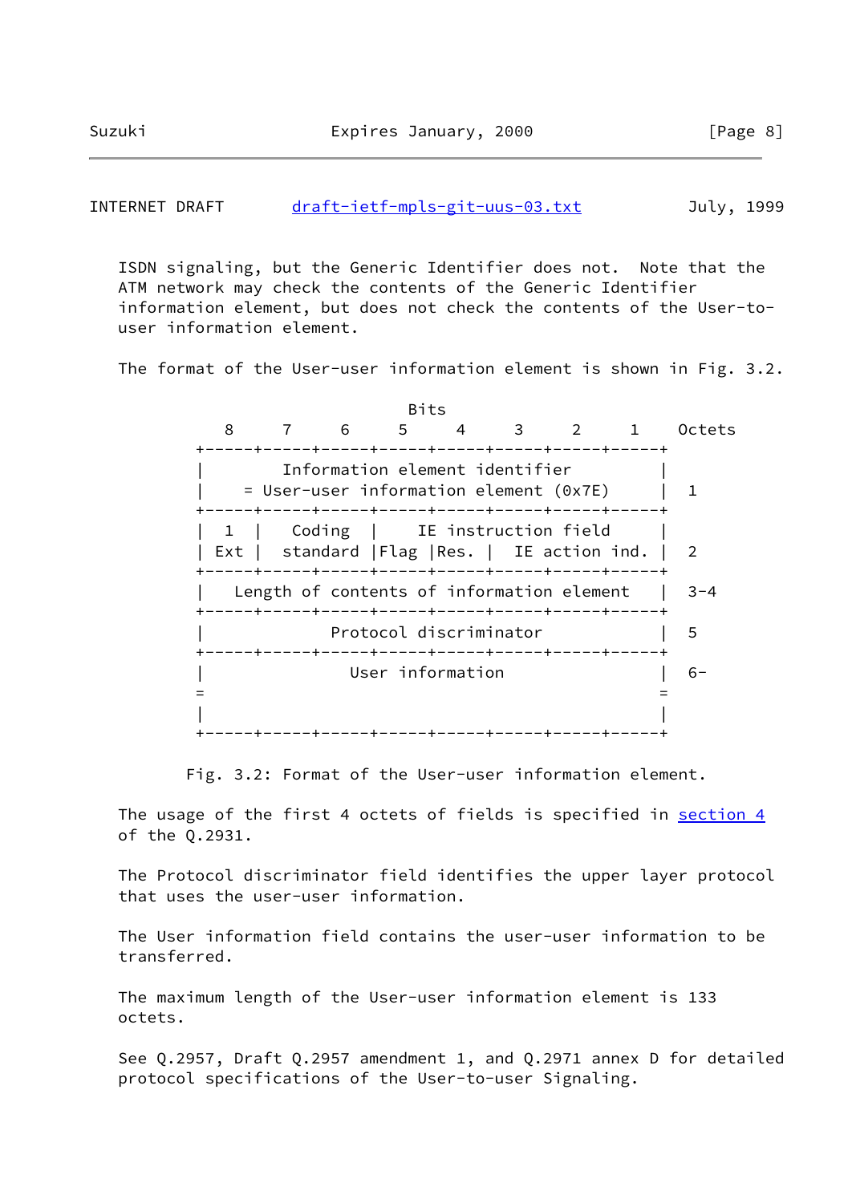ISDN signaling, but the Generic Identifier does not.  Note that the ATM network may check the contents of the Generic Identifier information element, but does not check the contents of the User-to-user information element.

The format of the User-user information element is shown in Fig. 3.2.

```
                             Bits
        8     7     6     5     4     3     2     1    Octets
     +-----+-----+-----+-----+-----+-----+-----+-----+
     |        Information element identifier         |
     |    = User-user information element (0x7E)     |  1
     +-----+-----+-----+-----+-----+-----+-----+-----+
     |  1  |   Coding  |     IE instruction field    |
     | Ext |  standard |Flag |Res. |  IE action ind. |  2
     +-----+-----+-----+-----+-----+-----+-----+-----+
     |   Length of contents of information element   |  3-4
     +-----+-----+-----+-----+-----+-----+-----+-----+
     |             Protocol discriminator            |  5
     +-----+-----+-----+-----+-----+-----+-----+-----+
     |                User information               |  6-
     =                                               =
     |                                               |
     +-----+-----+-----+-----+-----+-----+-----+-----+
```

Fig. 3.2: Format of the User-user information element.

The usage of the first 4 octets of fields is specified in section 4 of the Q.2931.

The Protocol discriminator field identifies the upper layer protocol that uses the user-user information.

The User information field contains the user-user information to be transferred.

The maximum length of the User-user information element is 133 octets.

See Q.2957, Draft Q.2957 amendment 1, and Q.2971 annex D for detailed protocol specifications of the User-to-user Signaling.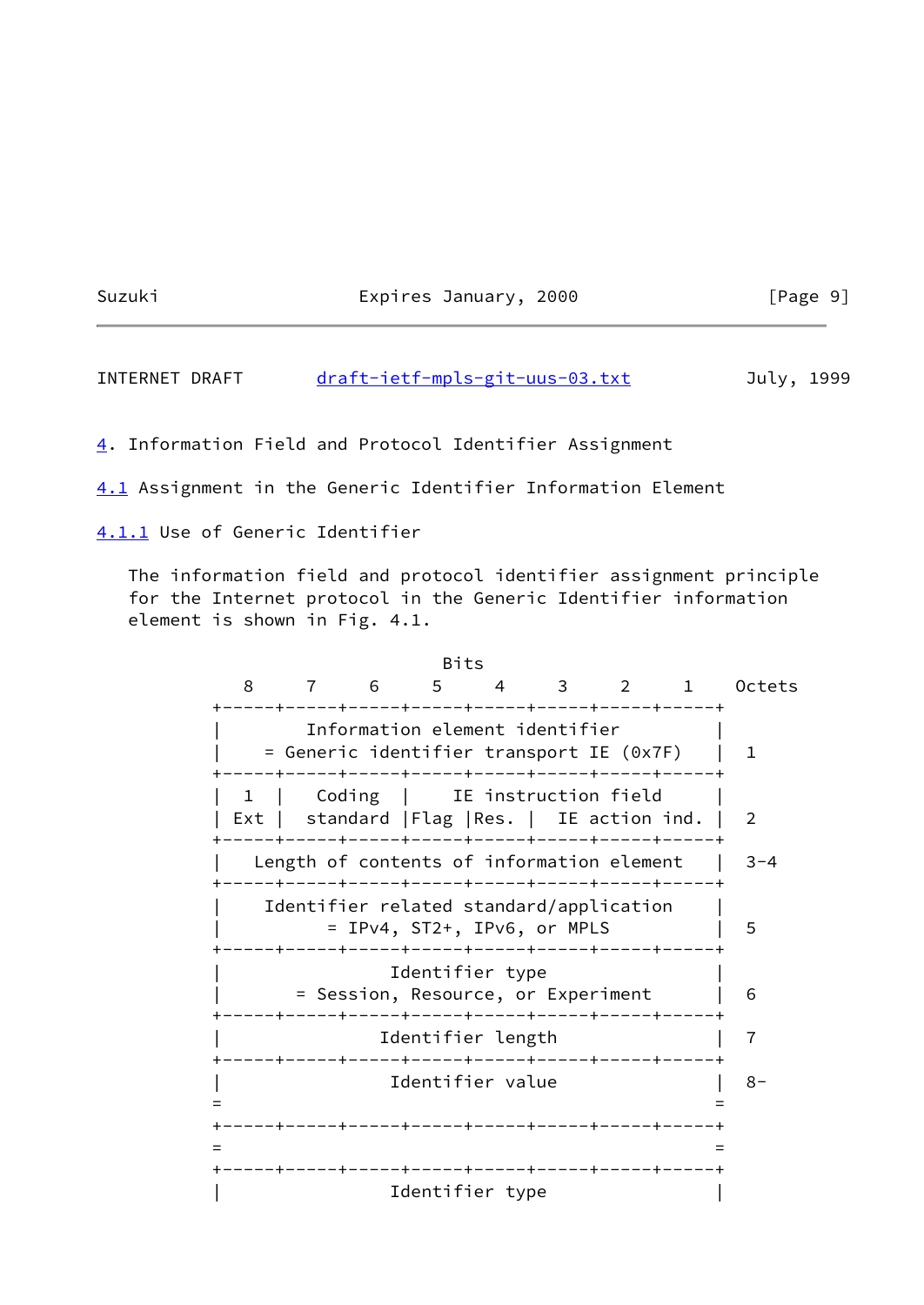# 4. Information Field and Protocol Identifier Assignment

## 4.1 Assignment in the Generic Identifier Information Element

### 4.1.1 Use of Generic Identifier

The information field and protocol identifier assignment principle for the Internet protocol in the Generic Identifier information element is shown in Fig. 4.1.

```
                              Bits
        8     7     6     5     4     3     2     1    Octets
     +-----+-----+-----+-----+-----+-----+-----+-----+
     |         Information element identifier        |
     |    = Generic identifier transport IE (0x7F)   |  1
     +-----+-----+-----+-----+-----+-----+-----+-----+
     |  1  |   Coding  |    IE instruction field     |
     | Ext |  standard |Flag |Res. |  IE action ind. |  2
     +-----+-----+-----+-----+-----+-----+-----+-----+
     |   Length of contents of information element   |  3-4
     +-----+-----+-----+-----+-----+-----+-----+-----+
     |    Identifier related standard/application    |
     |          = IPv4, ST2+, IPv6, or MPLS          |  5
     +-----+-----+-----+-----+-----+-----+-----+-----+
     |                Identifier type                |
     |      = Session, Resource, or Experiment       |  6
     +-----+-----+-----+-----+-----+-----+-----+-----+
     |               Identifier length               |  7
     +-----+-----+-----+-----+-----+-----+-----+-----+
     |                Identifier value               |  8-
     =                                               =
     +-----+-----+-----+-----+-----+-----+-----+-----+
     =                                               =
     +-----+-----+-----+-----+-----+-----+-----+-----+
     |                Identifier type                |
```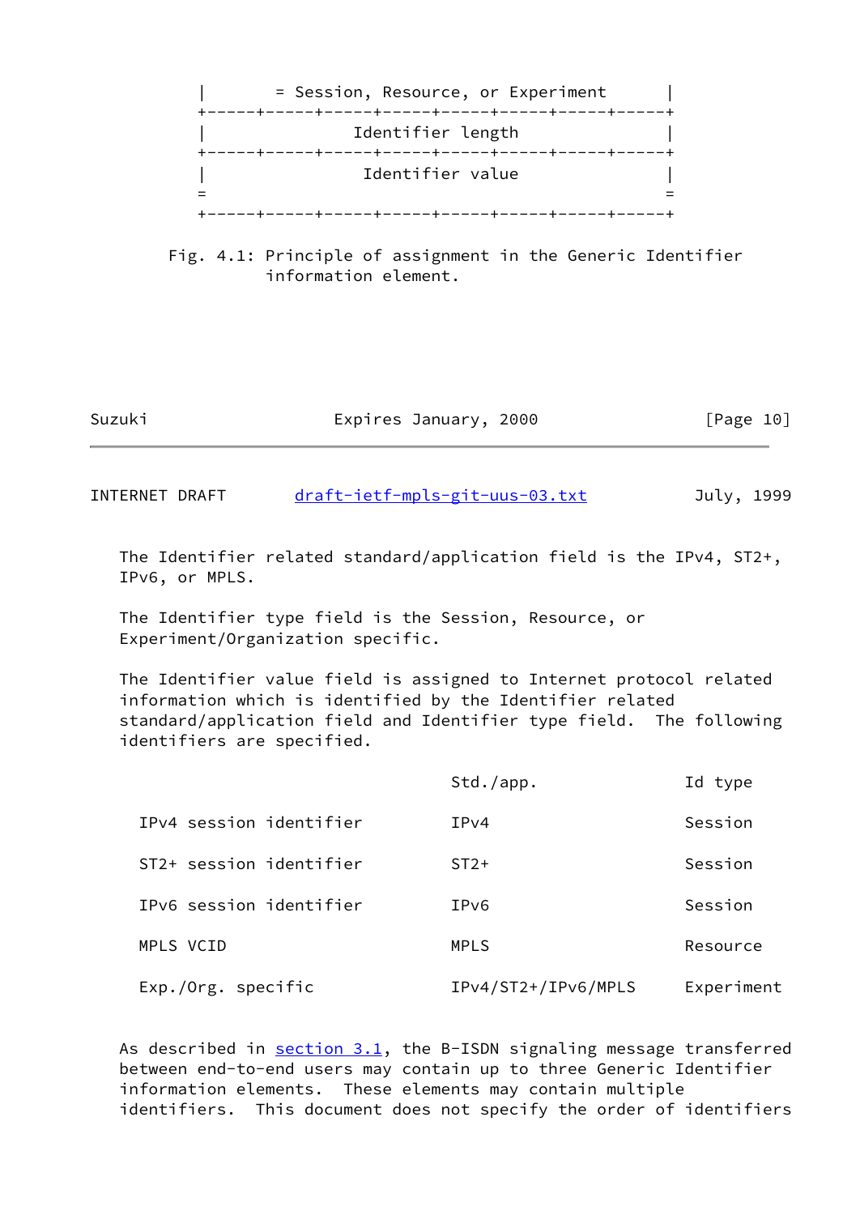```
|       = Session, Resource, or Experiment      |
+-----+-----+-----+-----+-----+-----+-----+-----+
|               Identifier length               |
+-----+-----+-----+-----+-----+-----+-----+-----+
|                Identifier value               |
=                                               =
+-----+-----+-----+-----+-----+-----+-----+-----+
```

Fig. 4.1: Principle of assignment in the Generic Identifier information element.

The Identifier related standard/application field is the IPv4, ST2+, IPv6, or MPLS.

The Identifier type field is the Session, Resource, or Experiment/Organization specific.

The Identifier value field is assigned to Internet protocol related information which is identified by the Identifier related standard/application field and Identifier type field. The following identifiers are specified.

| | Std./app. | Id type |
|---|---|---|
| IPv4 session identifier | IPv4 | Session |
| ST2+ session identifier | ST2+ | Session |
| IPv6 session identifier | IPv6 | Session |
| MPLS VCID | MPLS | Resource |
| Exp./Org. specific | IPv4/ST2+/IPv6/MPLS | Experiment |

As described in section 3.1, the B-ISDN signaling message transferred between end-to-end users may contain up to three Generic Identifier information elements. These elements may contain multiple identifiers. This document does not specify the order of identifiers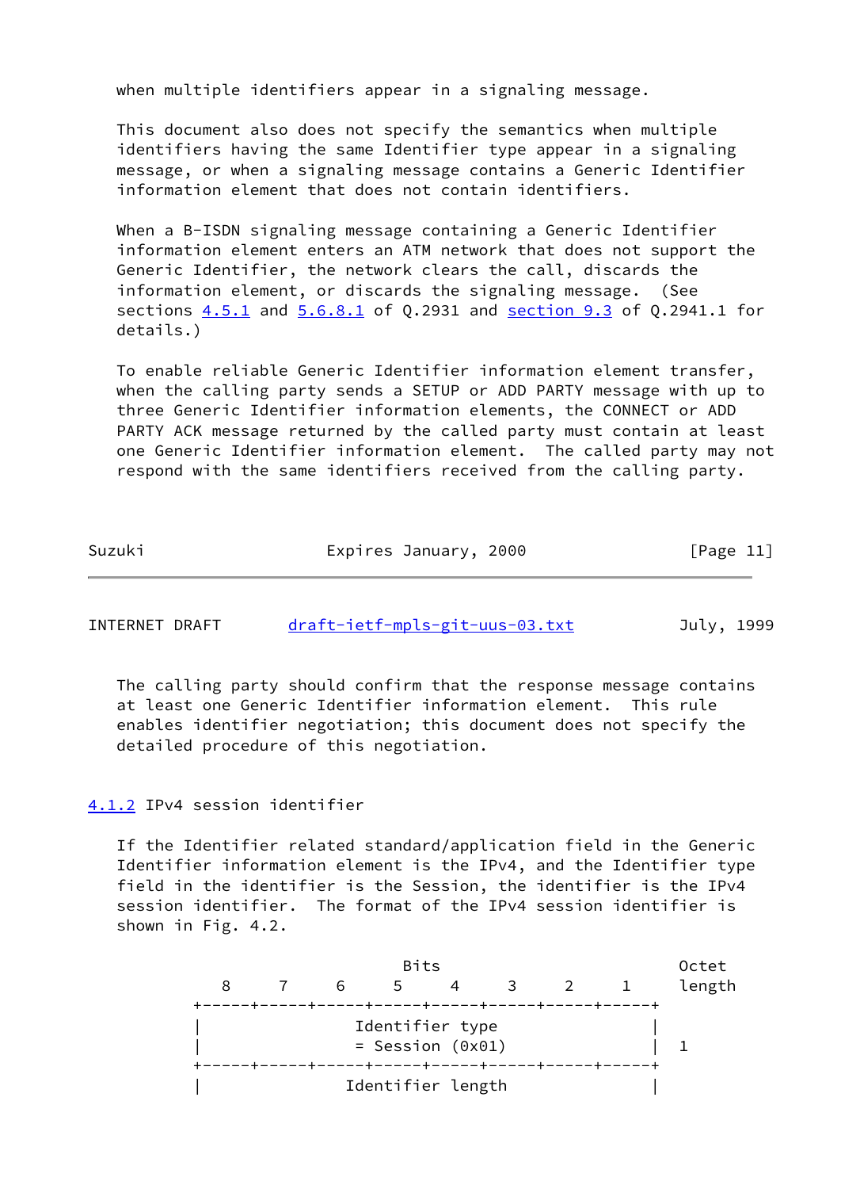when multiple identifiers appear in a signaling message.

This document also does not specify the semantics when multiple identifiers having the same Identifier type appear in a signaling message, or when a signaling message contains a Generic Identifier information element that does not contain identifiers.

When a B-ISDN signaling message containing a Generic Identifier information element enters an ATM network that does not support the Generic Identifier, the network clears the call, discards the information element, or discards the signaling message. (See sections 4.5.1 and 5.6.8.1 of Q.2931 and section 9.3 of Q.2941.1 for details.)

To enable reliable Generic Identifier information element transfer, when the calling party sends a SETUP or ADD PARTY message with up to three Generic Identifier information elements, the CONNECT or ADD PARTY ACK message returned by the called party must contain at least one Generic Identifier information element. The called party may not respond with the same identifiers received from the calling party.

The calling party should confirm that the response message contains at least one Generic Identifier information element. This rule enables identifier negotiation; this document does not specify the detailed procedure of this negotiation.

### 4.1.2 IPv4 session identifier

If the Identifier related standard/application field in the Generic Identifier information element is the IPv4, and the Identifier type field in the identifier is the Session, the identifier is the IPv4 session identifier. The format of the IPv4 session identifier is shown in Fig. 4.2.

```
                             Bits                          Octet
         8     7     6     5     4     3     2     1      length
      +-----+-----+-----+-----+-----+-----+-----+-----+
      |                Identifier type                |
      |                = Session (0x01)               |   1
      +-----+-----+-----+-----+-----+-----+-----+-----+
      |               Identifier length               |
```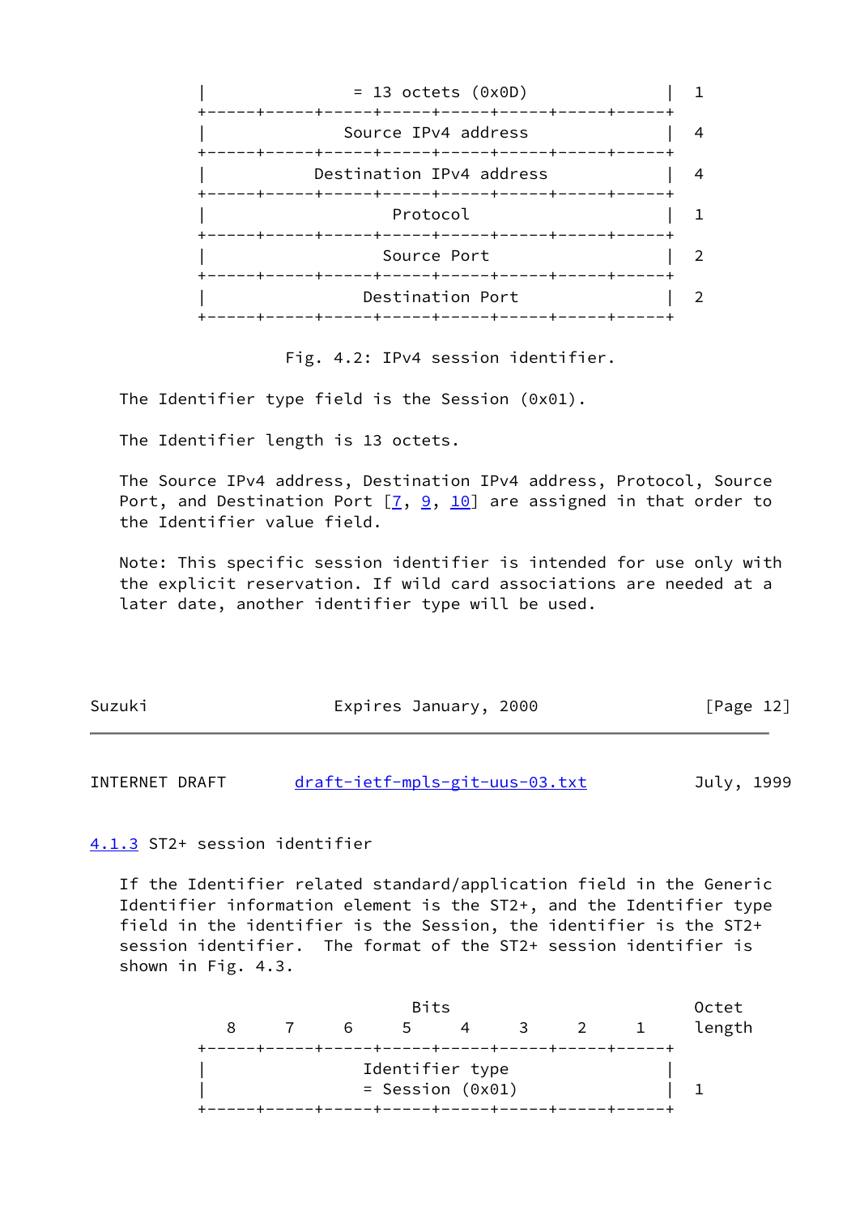```
   |                  = 13 octets (0x0D)                   |  1
   +-----+-----+-----+-----+-----+-----+-----+-----+
   |                  Source IPv4 address                  |  4
   +-----+-----+-----+-----+-----+-----+-----+-----+
   |               Destination IPv4 address                |  4
   +-----+-----+-----+-----+-----+-----+-----+-----+
   |                       Protocol                        |  1
   +-----+-----+-----+-----+-----+-----+-----+-----+
   |                      Source Port                      |  2
   +-----+-----+-----+-----+-----+-----+-----+-----+
   |                   Destination Port                    |  2
   +-----+-----+-----+-----+-----+-----+-----+-----+
```

Fig. 4.2: IPv4 session identifier.

The Identifier type field is the Session (0x01).

The Identifier length is 13 octets.

The Source IPv4 address, Destination IPv4 address, Protocol, Source Port, and Destination Port [7, 9, 10] are assigned in that order to the Identifier value field.

Note: This specific session identifier is intended for use only with the explicit reservation. If wild card associations are needed at a later date, another identifier type will be used.

### 4.1.3 ST2+ session identifier

If the Identifier related standard/application field in the Generic Identifier information element is the ST2+, and the Identifier type field in the identifier is the Session, the identifier is the ST2+ session identifier. The format of the ST2+ session identifier is shown in Fig. 4.3.

```
                          Bits                          Octet
      8     7     6     5     4     3     2     1     length
   +-----+-----+-----+-----+-----+-----+-----+-----+
   |                   Identifier type                     |
   |                   = Session (0x01)                    |  1
   +-----+-----+-----+-----+-----+-----+-----+-----+
```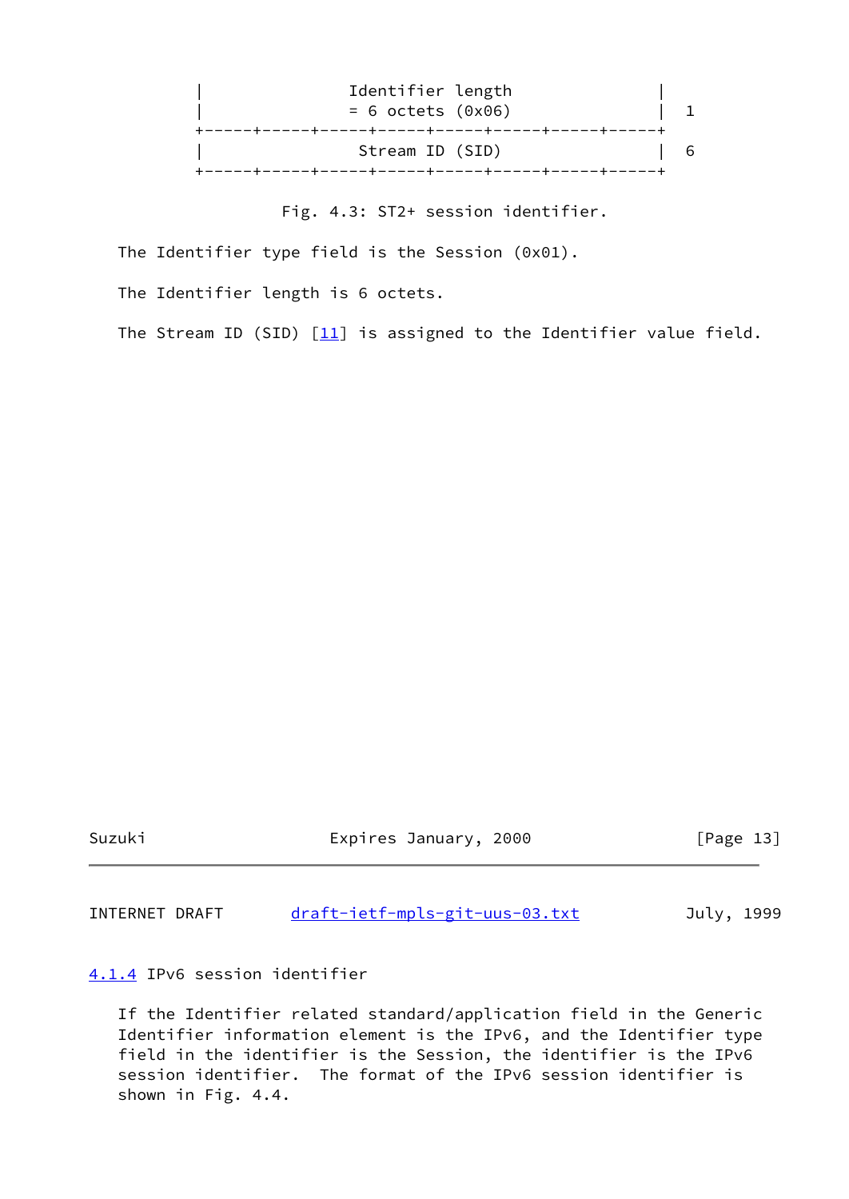```
   |               Identifier length                |
   |               = 6 octets (0x06)                |  1
   +-----+-----+-----+-----+-----+-----+-----+-----+
   |                Stream ID (SID)                 |  6
   +-----+-----+-----+-----+-----+-----+-----+-----+
```

Fig. 4.3: ST2+ session identifier.

The Identifier type field is the Session (0x01).

The Identifier length is 6 octets.

The Stream ID (SID) [11] is assigned to the Identifier value field.

### 4.1.4 IPv6 session identifier

If the Identifier related standard/application field in the Generic Identifier information element is the IPv6, and the Identifier type field in the identifier is the Session, the identifier is the IPv6 session identifier. The format of the IPv6 session identifier is shown in Fig. 4.4.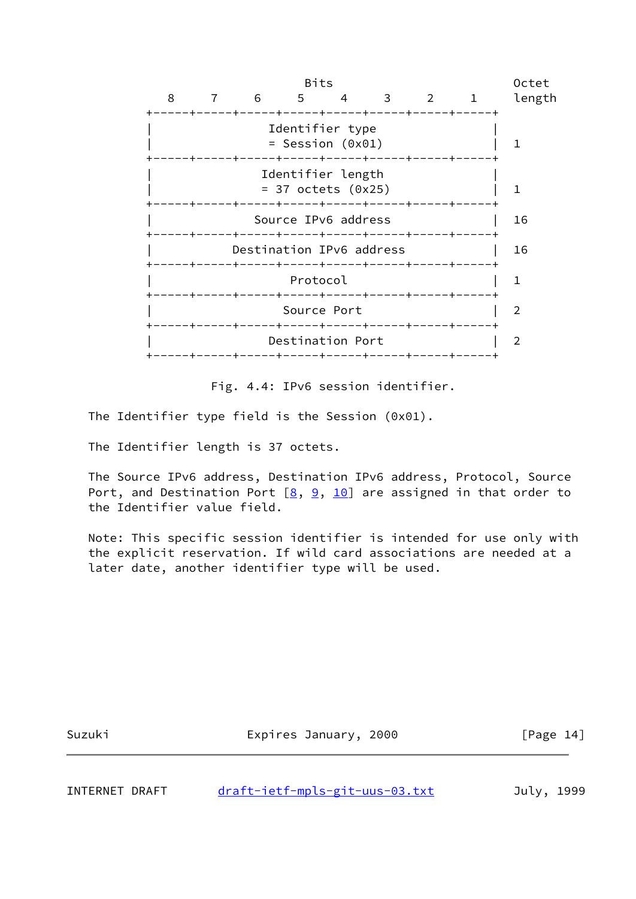```
                         Bits                             Octet
   8     7     6     5     4     3     2     1          length
+-----+-----+-----+-----+-----+-----+-----+-----+
|               Identifier type                 |
|               = Session (0x01)                |   1
+-----+-----+-----+-----+-----+-----+-----+-----+
|              Identifier length                |
|              = 37 octets (0x25)               |   1
+-----+-----+-----+-----+-----+-----+-----+-----+
|             Source IPv6 address               |  16
+-----+-----+-----+-----+-----+-----+-----+-----+
|          Destination IPv6 address             |  16
+-----+-----+-----+-----+-----+-----+-----+-----+
|                  Protocol                     |   1
+-----+-----+-----+-----+-----+-----+-----+-----+
|                 Source Port                   |   2
+-----+-----+-----+-----+-----+-----+-----+-----+
|               Destination Port                |   2
+-----+-----+-----+-----+-----+-----+-----+-----+
```

Fig. 4.4: IPv6 session identifier.

The Identifier type field is the Session (0x01).

The Identifier length is 37 octets.

The Source IPv6 address, Destination IPv6 address, Protocol, Source Port, and Destination Port [8, 9, 10] are assigned in that order to the Identifier value field.

Note: This specific session identifier is intended for use only with the explicit reservation. If wild card associations are needed at a later date, another identifier type will be used.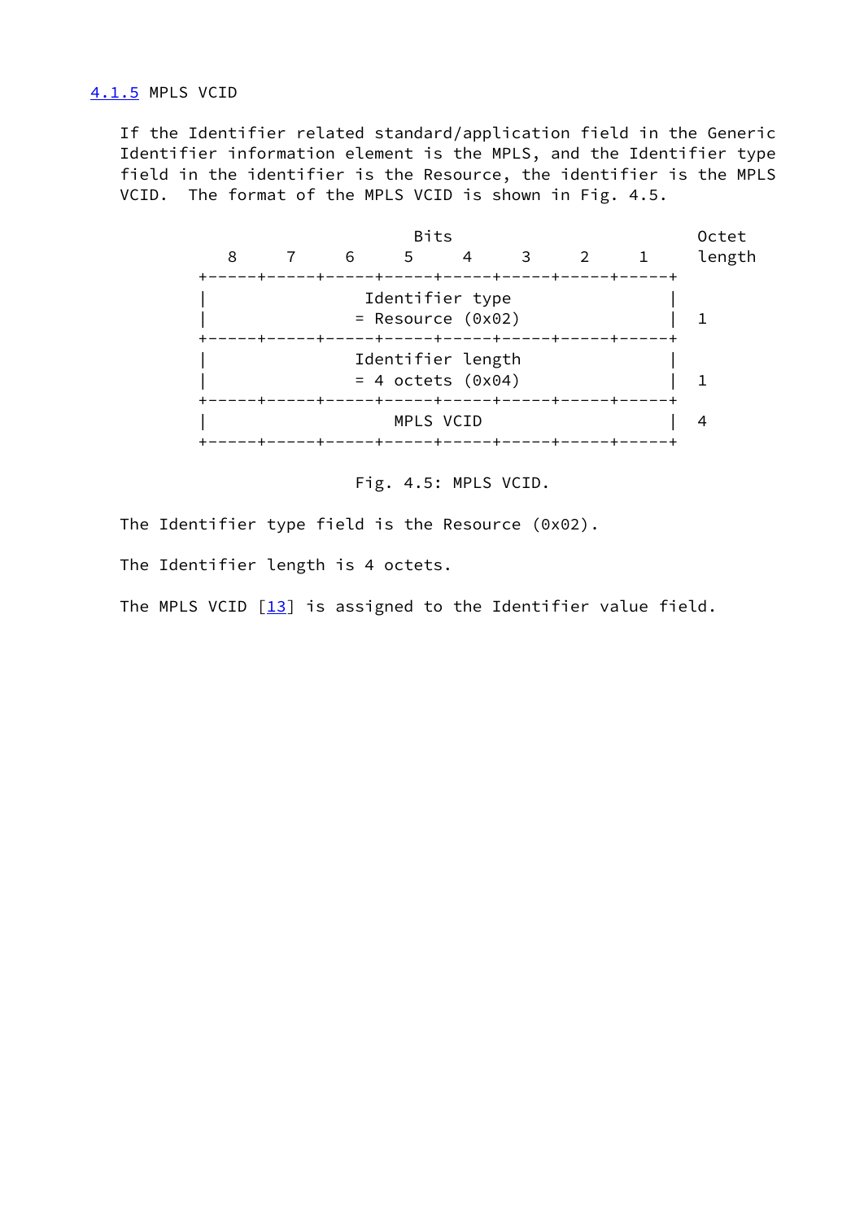### 4.1.5 MPLS VCID

If the Identifier related standard/application field in the Generic Identifier information element is the MPLS, and the Identifier type field in the identifier is the Resource, the identifier is the MPLS VCID. The format of the MPLS VCID is shown in Fig. 4.5.

```
                           Bits                        Octet
        8     7     6     5     4     3     2     1    length
     +-----+-----+-----+-----+-----+-----+-----+-----+
     |               Identifier type                 |
     |               = Resource (0x02)               |  1
     +-----+-----+-----+-----+-----+-----+-----+-----+
     |              Identifier length                |
     |              = 4 octets (0x04)                |  1
     +-----+-----+-----+-----+-----+-----+-----+-----+
     |                  MPLS VCID                    |  4
     +-----+-----+-----+-----+-----+-----+-----+-----+
```

Fig. 4.5: MPLS VCID.

The Identifier type field is the Resource (0x02).

The Identifier length is 4 octets.

The MPLS VCID [13] is assigned to the Identifier value field.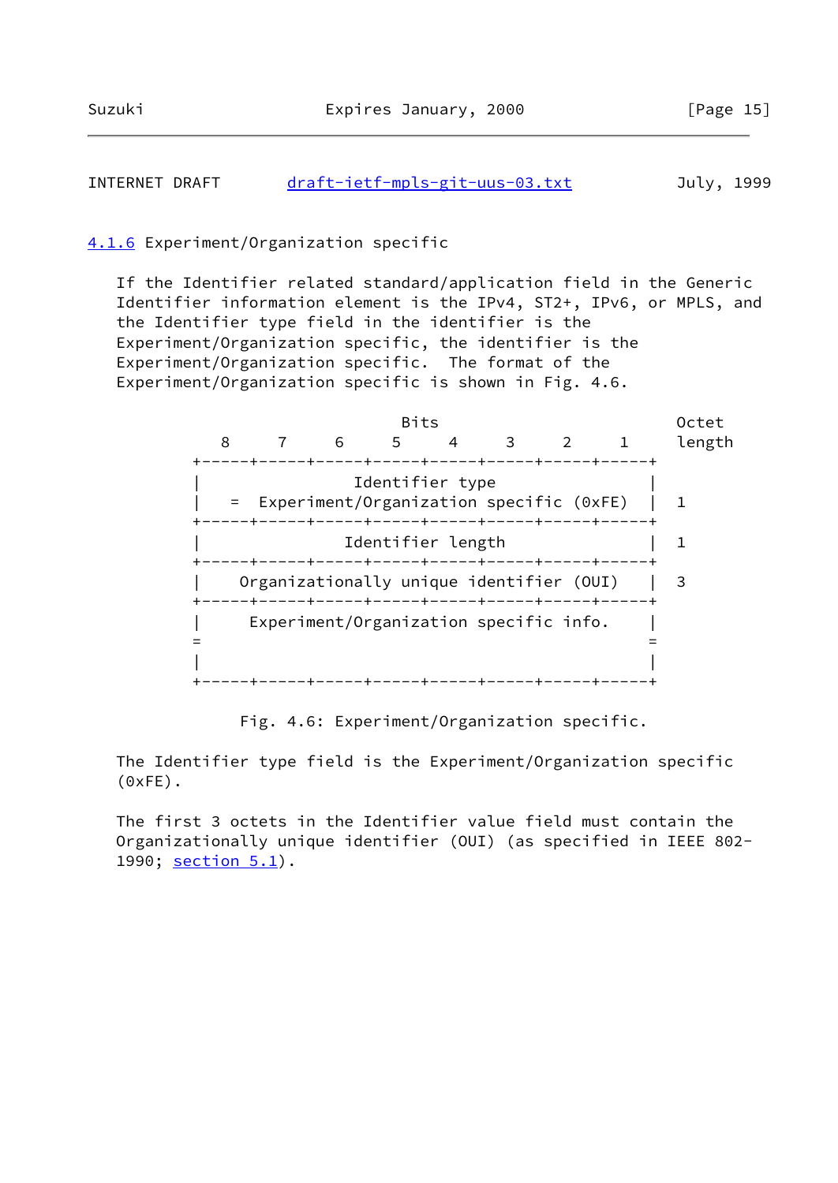### 4.1.6 Experiment/Organization specific

If the Identifier related standard/application field in the Generic Identifier information element is the IPv4, ST2+, IPv6, or MPLS, and the Identifier type field in the identifier is the Experiment/Organization specific, the identifier is the Experiment/Organization specific. The format of the Experiment/Organization specific is shown in Fig. 4.6.

```
                             Bits                            Octet
     8     7     6     5     4     3     2     1       length
  +-----+-----+-----+-----+-----+-----+-----+-----+
  |                 Identifier type               |
  |   =  Experiment/Organization specific (0xFE)  |   1
  +-----+-----+-----+-----+-----+-----+-----+-----+
  |                Identifier length              |   1
  +-----+-----+-----+-----+-----+-----+-----+-----+
  |    Organizationally unique identifier (OUI)   |   3
  +-----+-----+-----+-----+-----+-----+-----+-----+
  |     Experiment/Organization specific info.    |
  =                                               =
  |                                               |
  +-----+-----+-----+-----+-----+-----+-----+-----+
```

Fig. 4.6: Experiment/Organization specific.

The Identifier type field is the Experiment/Organization specific (0xFE).

The first 3 octets in the Identifier value field must contain the Organizationally unique identifier (OUI) (as specified in IEEE 802-1990; section 5.1).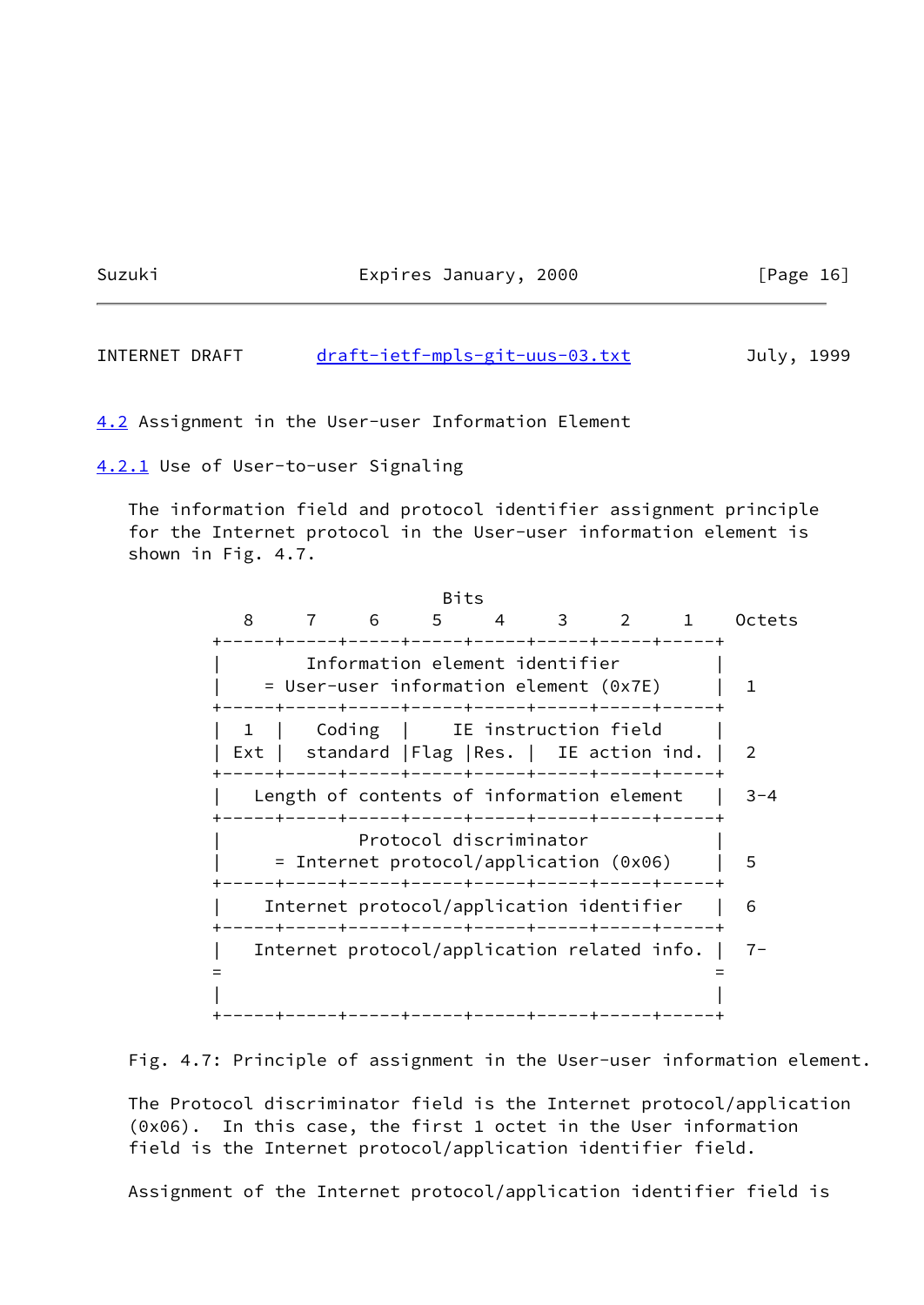### 4.2 Assignment in the User-user Information Element

#### 4.2.1 Use of User-to-user Signaling

The information field and protocol identifier assignment principle for the Internet protocol in the User-user information element is shown in Fig. 4.7.

```
                           Bits
        8     7     6     5     4     3     2     1    Octets
     +-----+-----+-----+-----+-----+-----+-----+-----+
     |         Information element identifier        |
     |    = User-user information element (0x7E)     |  1
     +-----+-----+-----+-----+-----+-----+-----+-----+
     |  1  |   Coding  |     IE instruction field    |
     | Ext |  standard |Flag |Res. |  IE action ind. |  2
     +-----+-----+-----+-----+-----+-----+-----+-----+
     |   Length of contents of information element   |  3-4
     +-----+-----+-----+-----+-----+-----+-----+-----+
     |              Protocol discriminator           |
     |     = Internet protocol/application (0x06)    |  5
     +-----+-----+-----+-----+-----+-----+-----+-----+
     |    Internet protocol/application identifier   |  6
     +-----+-----+-----+-----+-----+-----+-----+-----+
     |   Internet protocol/application related info. |  7-
     =                                               =
     |                                               |
     +-----+-----+-----+-----+-----+-----+-----+-----+
```

Fig. 4.7: Principle of assignment in the User-user information element.

The Protocol discriminator field is the Internet protocol/application (0x06). In this case, the first 1 octet in the User information field is the Internet protocol/application identifier field.

Assignment of the Internet protocol/application identifier field is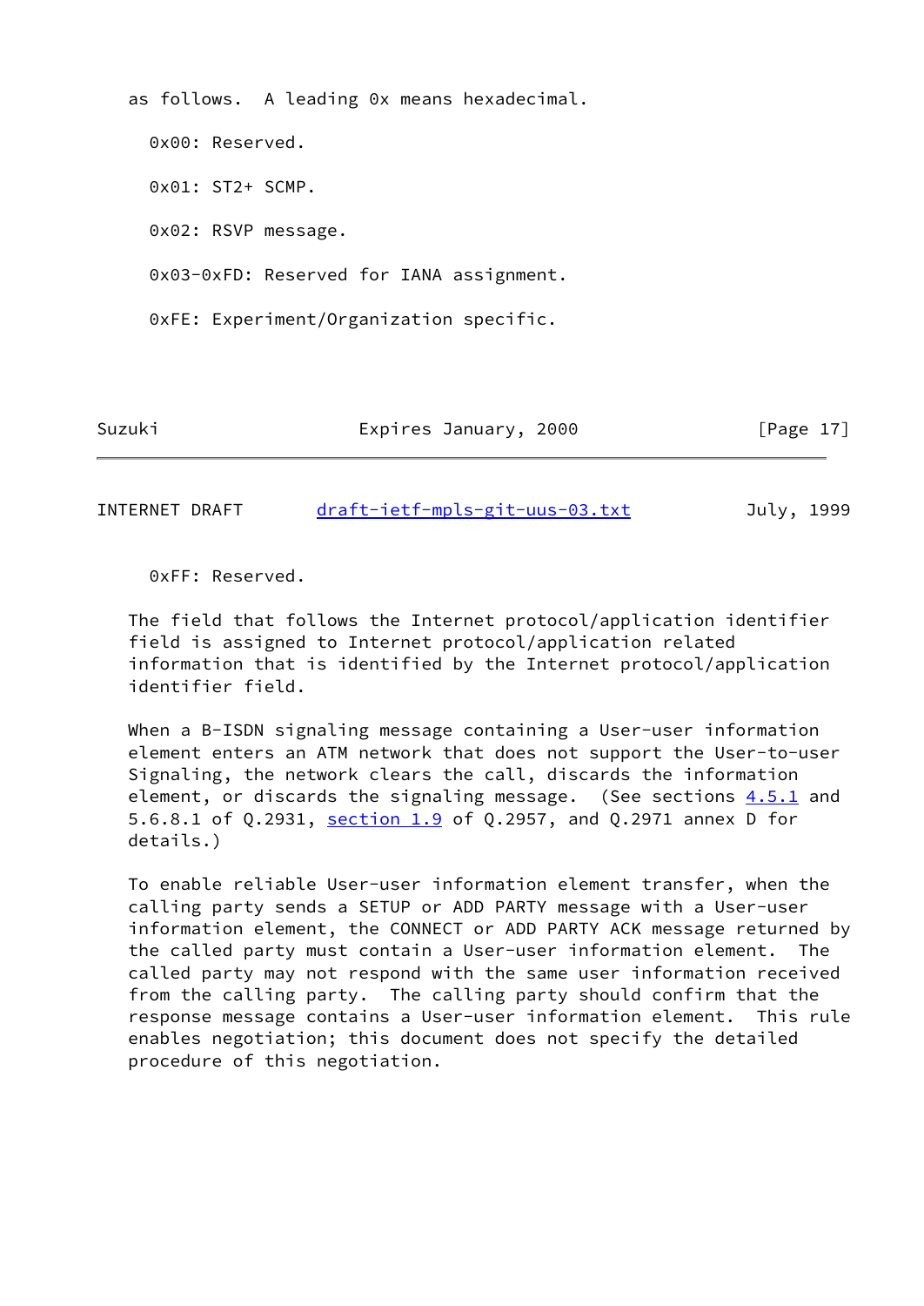as follows.  A leading 0x means hexadecimal.

0x00: Reserved.

0x01: ST2+ SCMP.

0x02: RSVP message.

0x03-0xFD: Reserved for IANA assignment.

0xFE: Experiment/Organization specific.

0xFF: Reserved.

The field that follows the Internet protocol/application identifier field is assigned to Internet protocol/application related information that is identified by the Internet protocol/application identifier field.

When a B-ISDN signaling message containing a User-user information element enters an ATM network that does not support the User-to-user Signaling, the network clears the call, discards the information element, or discards the signaling message.  (See sections 4.5.1 and 5.6.8.1 of Q.2931, section 1.9 of Q.2957, and Q.2971 annex D for details.)

To enable reliable User-user information element transfer, when the calling party sends a SETUP or ADD PARTY message with a User-user information element, the CONNECT or ADD PARTY ACK message returned by the called party must contain a User-user information element.  The called party may not respond with the same user information received from the calling party.  The calling party should confirm that the response message contains a User-user information element.  This rule enables negotiation; this document does not specify the detailed procedure of this negotiation.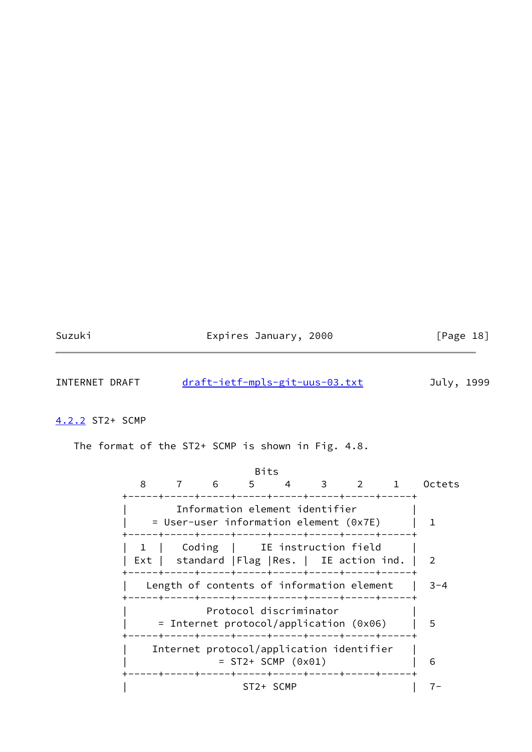### 4.2.2 ST2+ SCMP

The format of the ST2+ SCMP is shown in Fig. 4.8.

```
                           Bits
      8     7     6     5     4     3     2     1    Octets
   +-----+-----+-----+-----+-----+-----+-----+-----+
   |        Information element identifier         |
   |    = User-user information element (0x7E)     |  1
   +-----+-----+-----+-----+-----+-----+-----+-----+
   |  1  |   Coding  |     IE instruction field    |
   | Ext |  standard |Flag |Res. |  IE action ind. |  2
   +-----+-----+-----+-----+-----+-----+-----+-----+
   |   Length of contents of information element   |  3-4
   +-----+-----+-----+-----+-----+-----+-----+-----+
   |             Protocol discriminator            |
   |     = Internet protocol/application (0x06)    |  5
   +-----+-----+-----+-----+-----+-----+-----+-----+
   |    Internet protocol/application identifier   |
   |                = ST2+ SCMP (0x01)             |  6
   +-----+-----+-----+-----+-----+-----+-----+-----+
   |                   ST2+ SCMP                   |  7-
```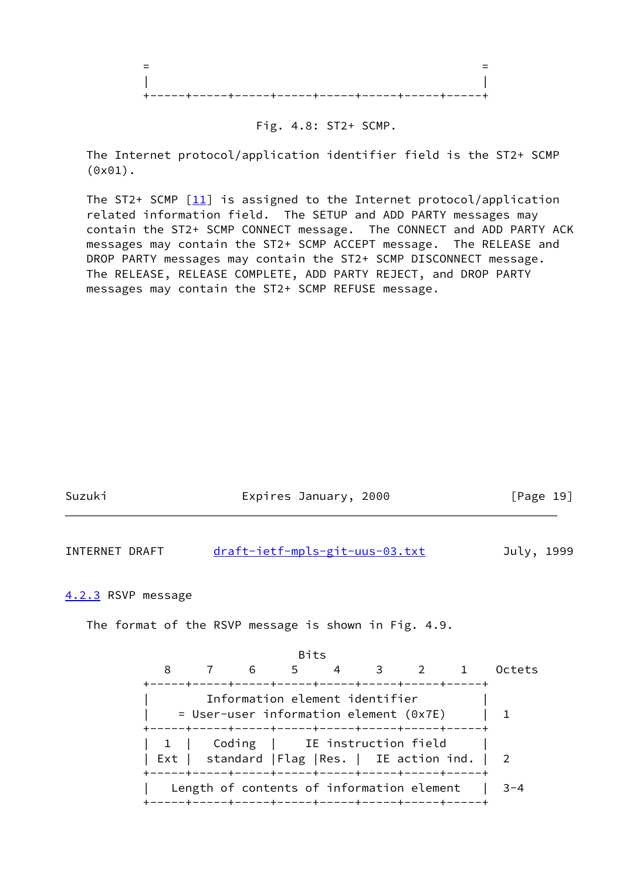```
   =                                                           =
   |                                                           |
   +-----+-----+-----+-----+-----+-----+-----+-----+
```

Fig. 4.8: ST2+ SCMP.

The Internet protocol/application identifier field is the ST2+ SCMP (0x01).

The ST2+ SCMP [11] is assigned to the Internet protocol/application related information field. The SETUP and ADD PARTY messages may contain the ST2+ SCMP CONNECT message. The CONNECT and ADD PARTY ACK messages may contain the ST2+ SCMP ACCEPT message. The RELEASE and DROP PARTY messages may contain the ST2+ SCMP DISCONNECT message. The RELEASE, RELEASE COMPLETE, ADD PARTY REJECT, and DROP PARTY messages may contain the ST2+ SCMP REFUSE message.

### 4.2.3 RSVP message

The format of the RSVP message is shown in Fig. 4.9.

```
                            Bits
       8     7     6     5     4     3     2     1    Octets
    +-----+-----+-----+-----+-----+-----+-----+-----+
    |        Information element identifier         |
    |    = User-user information element (0x7E)     |  1
    +-----+-----+-----+-----+-----+-----+-----+-----+
    |  1  |   Coding  |     IE instruction field    |
    | Ext |  standard |Flag |Res. |  IE action ind. |  2
    +-----+-----+-----+-----+-----+-----+-----+-----+
    |   Length of contents of information element   |  3-4
    +-----+-----+-----+-----+-----+-----+-----+-----+
```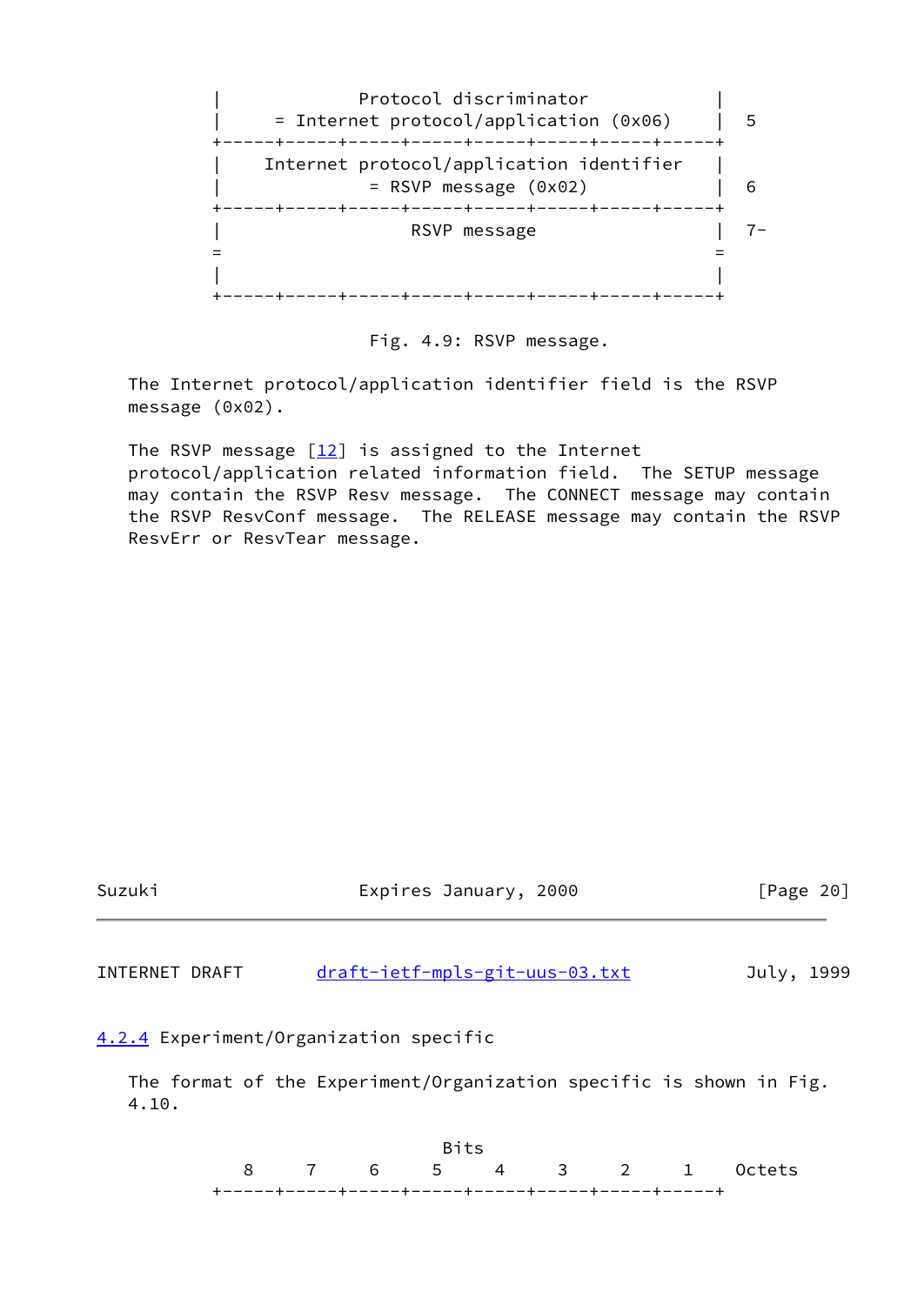```
    |              Protocol discriminator               |
    |     = Internet protocol/application (0x06)        |  5
    +-----+-----+-----+-----+-----+-----+-----+-----+
    |    Internet protocol/application identifier     |
    |              = RSVP message (0x02)              |  6
    +-----+-----+-----+-----+-----+-----+-----+-----+
    |                  RSVP message                   |  7-
    =                                                 =
    |                                                 |
    +-----+-----+-----+-----+-----+-----+-----+-----+
```

Fig. 4.9: RSVP message.

The Internet protocol/application identifier field is the RSVP message (0x02).

The RSVP message [12] is assigned to the Internet protocol/application related information field. The SETUP message may contain the RSVP Resv message. The CONNECT message may contain the RSVP ResvConf message. The RELEASE message may contain the RSVP ResvErr or ResvTear message.

### 4.2.4 Experiment/Organization specific

The format of the Experiment/Organization specific is shown in Fig. 4.10.

```
                          Bits
       8     7     6     5     4     3     2     1    Octets
    +-----+-----+-----+-----+-----+-----+-----+-----+
```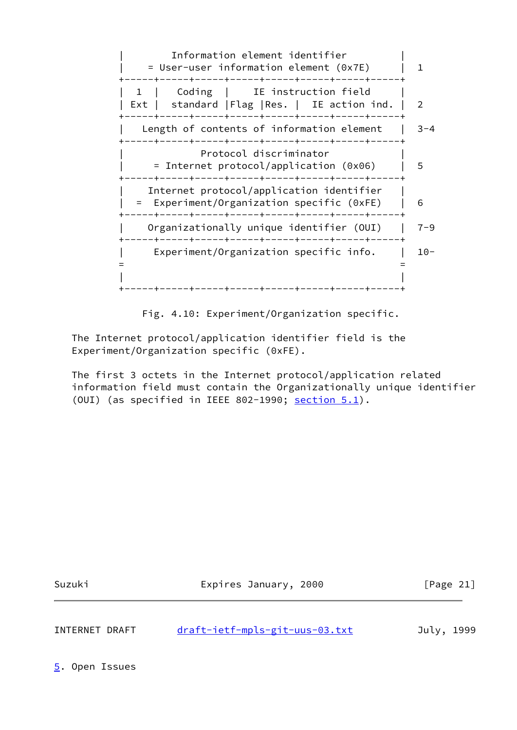```
|        Information element identifier          |
|    = User-user information element (0x7E)      |  1
+-----+-----+-----+-----+-----+-----+-----+-----+
|  1  |   Coding  |    IE instruction field     |
| Ext |  standard |Flag |Res. |  IE action ind. |  2
+-----+-----+-----+-----+-----+-----+-----+-----+
|   Length of contents of information element   |  3-4
+-----+-----+-----+-----+-----+-----+-----+-----+
|              Protocol discriminator           |
|     = Internet protocol/application (0x06)    |  5
+-----+-----+-----+-----+-----+-----+-----+-----+
|    Internet protocol/application identifier   |
|  =  Experiment/Organization specific (0xFE)   |  6
+-----+-----+-----+-----+-----+-----+-----+-----+
|    Organizationally unique identifier (OUI)   |  7-9
+-----+-----+-----+-----+-----+-----+-----+-----+
|     Experiment/Organization specific info.    |  10-
=                                               =
|                                               |
+-----+-----+-----+-----+-----+-----+-----+-----+
```

Fig. 4.10: Experiment/Organization specific.

The Internet protocol/application identifier field is the Experiment/Organization specific (0xFE).

The first 3 octets in the Internet protocol/application related information field must contain the Organizationally unique identifier (OUI) (as specified in IEEE 802-1990; section 5.1).

## 5. Open Issues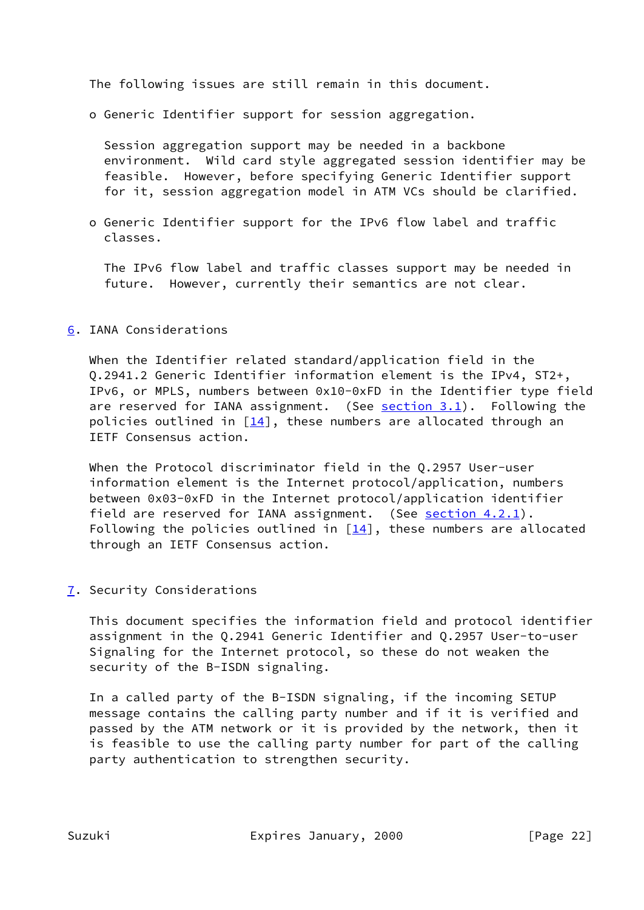The following issues are still remain in this document.

- Generic Identifier support for session aggregation.

  Session aggregation support may be needed in a backbone environment. Wild card style aggregated session identifier may be feasible. However, before specifying Generic Identifier support for it, session aggregation model in ATM VCs should be clarified.

- Generic Identifier support for the IPv6 flow label and traffic classes.

  The IPv6 flow label and traffic classes support may be needed in future. However, currently their semantics are not clear.

## 6. IANA Considerations

When the Identifier related standard/application field in the Q.2941.2 Generic Identifier information element is the IPv4, ST2+, IPv6, or MPLS, numbers between 0x10-0xFD in the Identifier type field are reserved for IANA assignment. (See section 3.1). Following the policies outlined in [14], these numbers are allocated through an IETF Consensus action.

When the Protocol discriminator field in the Q.2957 User-user information element is the Internet protocol/application, numbers between 0x03-0xFD in the Internet protocol/application identifier field are reserved for IANA assignment. (See section 4.2.1). Following the policies outlined in [14], these numbers are allocated through an IETF Consensus action.

## 7. Security Considerations

This document specifies the information field and protocol identifier assignment in the Q.2941 Generic Identifier and Q.2957 User-to-user Signaling for the Internet protocol, so these do not weaken the security of the B-ISDN signaling.

In a called party of the B-ISDN signaling, if the incoming SETUP message contains the calling party number and if it is verified and passed by the ATM network or it is provided by the network, then it is feasible to use the calling party number for part of the calling party authentication to strengthen security.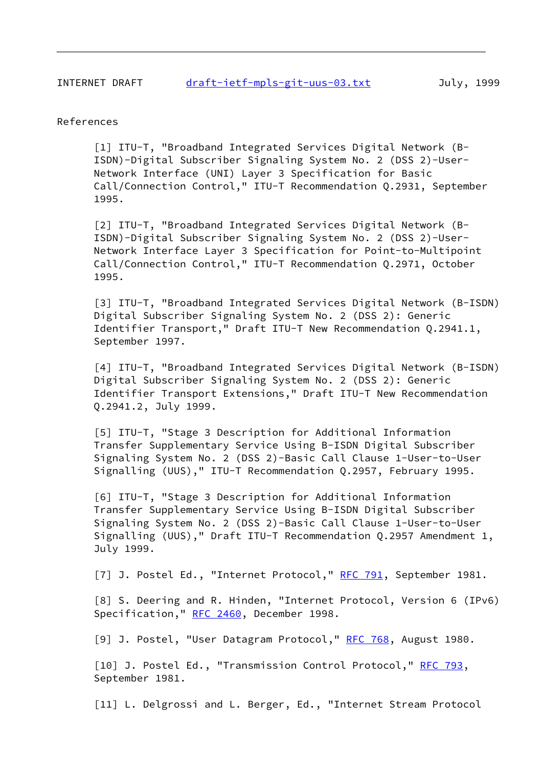## References

[1] ITU-T, "Broadband Integrated Services Digital Network (B-ISDN)-Digital Subscriber Signaling System No. 2 (DSS 2)-User-Network Interface (UNI) Layer 3 Specification for Basic Call/Connection Control," ITU-T Recommendation Q.2931, September 1995.

[2] ITU-T, "Broadband Integrated Services Digital Network (B-ISDN)-Digital Subscriber Signaling System No. 2 (DSS 2)-User-Network Interface Layer 3 Specification for Point-to-Multipoint Call/Connection Control," ITU-T Recommendation Q.2971, October 1995.

[3] ITU-T, "Broadband Integrated Services Digital Network (B-ISDN) Digital Subscriber Signaling System No. 2 (DSS 2): Generic Identifier Transport," Draft ITU-T New Recommendation Q.2941.1, September 1997.

[4] ITU-T, "Broadband Integrated Services Digital Network (B-ISDN) Digital Subscriber Signaling System No. 2 (DSS 2): Generic Identifier Transport Extensions," Draft ITU-T New Recommendation Q.2941.2, July 1999.

[5] ITU-T, "Stage 3 Description for Additional Information Transfer Supplementary Service Using B-ISDN Digital Subscriber Signaling System No. 2 (DSS 2)-Basic Call Clause 1-User-to-User Signalling (UUS)," ITU-T Recommendation Q.2957, February 1995.

[6] ITU-T, "Stage 3 Description for Additional Information Transfer Supplementary Service Using B-ISDN Digital Subscriber Signaling System No. 2 (DSS 2)-Basic Call Clause 1-User-to-User Signalling (UUS)," Draft ITU-T Recommendation Q.2957 Amendment 1, July 1999.

[7] J. Postel Ed., "Internet Protocol," RFC 791, September 1981.

[8] S. Deering and R. Hinden, "Internet Protocol, Version 6 (IPv6) Specification," RFC 2460, December 1998.

[9] J. Postel, "User Datagram Protocol," RFC 768, August 1980.

[10] J. Postel Ed., "Transmission Control Protocol," RFC 793, September 1981.

[11] L. Delgrossi and L. Berger, Ed., "Internet Stream Protocol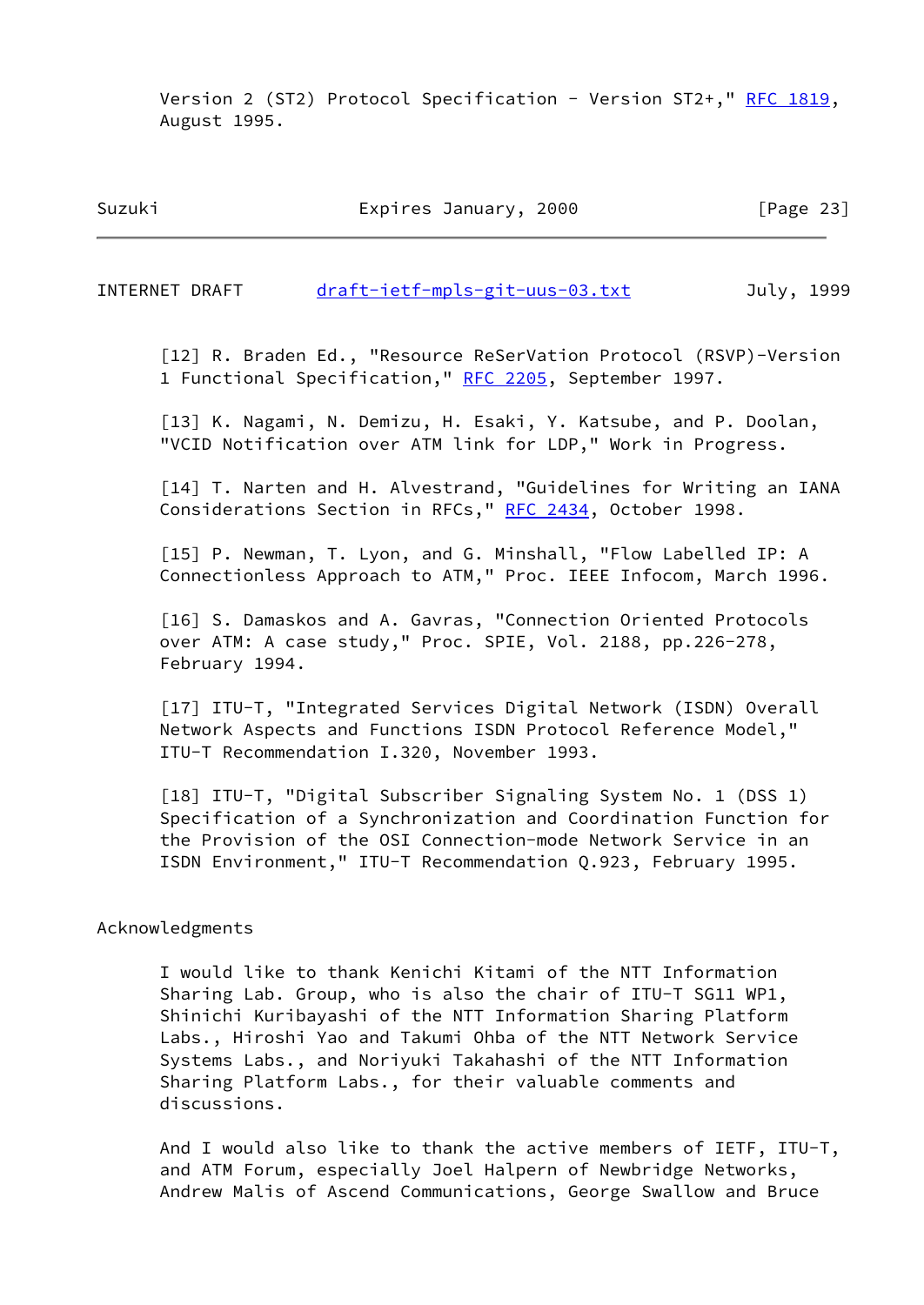Version 2 (ST2) Protocol Specification - Version ST2+," RFC 1819, August 1995.

[12] R. Braden Ed., "Resource ReSerVation Protocol (RSVP)-Version 1 Functional Specification," RFC 2205, September 1997.

[13] K. Nagami, N. Demizu, H. Esaki, Y. Katsube, and P. Doolan, "VCID Notification over ATM link for LDP," Work in Progress.

[14] T. Narten and H. Alvestrand, "Guidelines for Writing an IANA Considerations Section in RFCs," RFC 2434, October 1998.

[15] P. Newman, T. Lyon, and G. Minshall, "Flow Labelled IP: A Connectionless Approach to ATM," Proc. IEEE Infocom, March 1996.

[16] S. Damaskos and A. Gavras, "Connection Oriented Protocols over ATM: A case study," Proc. SPIE, Vol. 2188, pp.226-278, February 1994.

[17] ITU-T, "Integrated Services Digital Network (ISDN) Overall Network Aspects and Functions ISDN Protocol Reference Model," ITU-T Recommendation I.320, November 1993.

[18] ITU-T, "Digital Subscriber Signaling System No. 1 (DSS 1) Specification of a Synchronization and Coordination Function for the Provision of the OSI Connection-mode Network Service in an ISDN Environment," ITU-T Recommendation Q.923, February 1995.

## Acknowledgments

I would like to thank Kenichi Kitami of the NTT Information Sharing Lab. Group, who is also the chair of ITU-T SG11 WP1, Shinichi Kuribayashi of the NTT Information Sharing Platform Labs., Hiroshi Yao and Takumi Ohba of the NTT Network Service Systems Labs., and Noriyuki Takahashi of the NTT Information Sharing Platform Labs., for their valuable comments and discussions.

And I would also like to thank the active members of IETF, ITU-T, and ATM Forum, especially Joel Halpern of Newbridge Networks, Andrew Malis of Ascend Communications, George Swallow and Bruce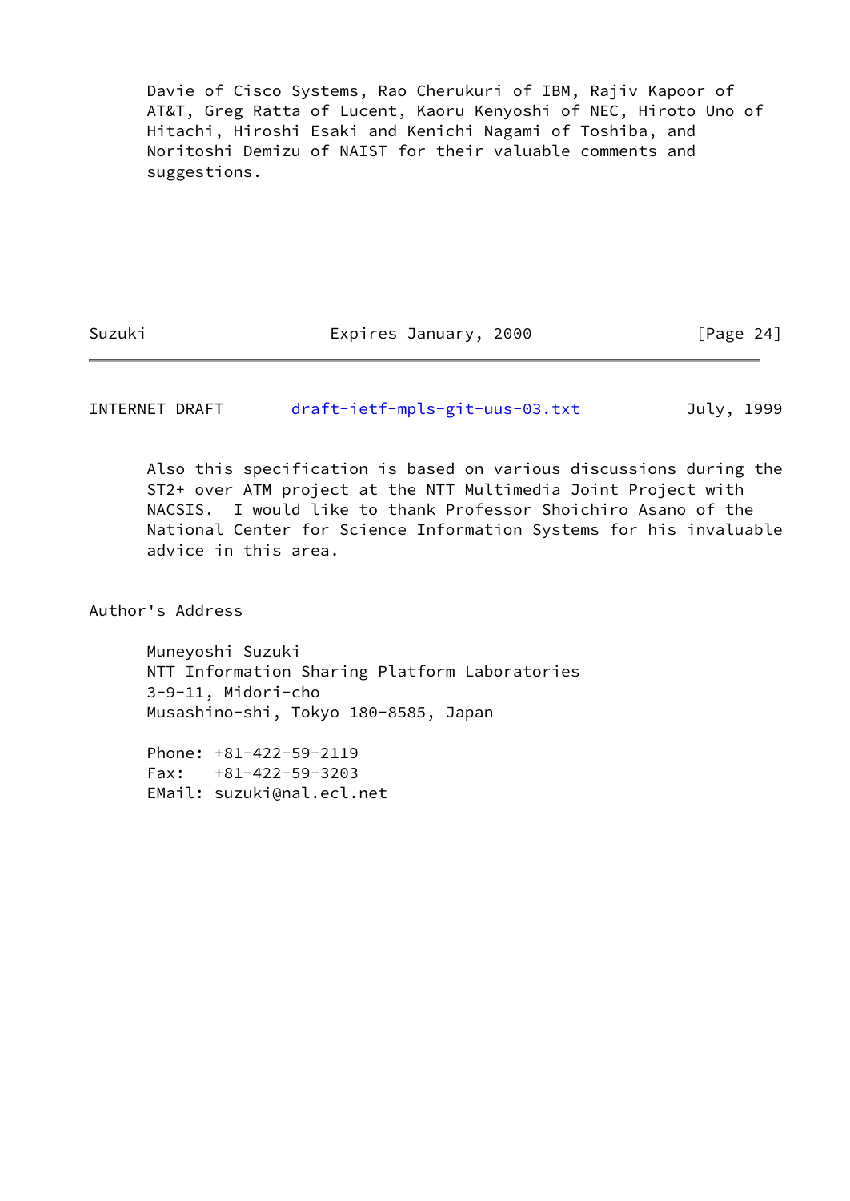Davie of Cisco Systems, Rao Cherukuri of IBM, Rajiv Kapoor of AT&T, Greg Ratta of Lucent, Kaoru Kenyoshi of NEC, Hiroto Uno of Hitachi, Hiroshi Esaki and Kenichi Nagami of Toshiba, and Noritoshi Demizu of NAIST for their valuable comments and suggestions.

Also this specification is based on various discussions during the ST2+ over ATM project at the NTT Multimedia Joint Project with NACSIS. I would like to thank Professor Shoichiro Asano of the National Center for Science Information Systems for his invaluable advice in this area.

## Author's Address

Muneyoshi Suzuki
NTT Information Sharing Platform Laboratories
3-9-11, Midori-cho
Musashino-shi, Tokyo 180-8585, Japan

Phone: +81-422-59-2119
Fax: +81-422-59-3203
EMail: suzuki@nal.ecl.net